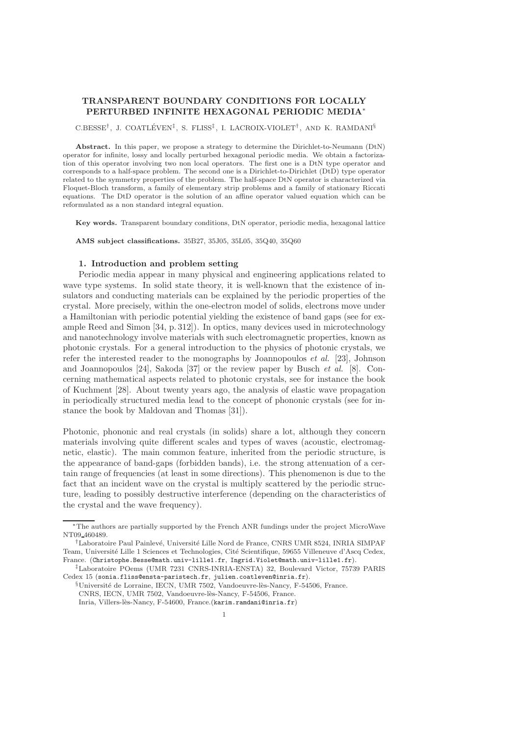# TRANSPARENT BOUNDARY CONDITIONS FOR LOCALLY PERTURBED INFINITE HEXAGONAL PERIODIC MEDIA*

C.BESSE[†], J. COATLÉVEN[‡], S. FLISS[‡], I. LACROIX-VIOLET[†], AND K. RAMDANI[§]

**Abstract.** In this paper, we propose a strategy to determine the Dirichlet-to-Neumann (DtN) operator for infinite, lossy and locally perturbed hexagonal periodic media. We obtain a factorization of this operator involving two non local operators. The first one is a DtN type operator and corresponds to a half-space problem. The second one is a Dirichlet-to-Dirichlet (DtD) type operator related to the symmetry properties of the problem. The half-space DtN operator is characterized via Floquet-Bloch transform, a family of elementary strip problems and a family of stationary Riccati equations. The DtD operator is the solution of an affine operator valued equation which can be reformulated as a non standard integral equation.

**Key words.** Transparent boundary conditions, DtN operator, periodic media, hexagonal lattice

**AMS subject classifications.** 35B27, 35J05, 35L05, 35Q40, 35Q60

## 1. Introduction and problem setting

Periodic media appear in many physical and engineering applications related to wave type systems. In solid state theory, it is well-known that the existence of insulators and conducting materials can be explained by the periodic properties of the crystal. More precisely, within the one-electron model of solids, electrons move under a Hamiltonian with periodic potential yielding the existence of band gaps (see for example Reed and Simon [34, p. 312]). In optics, many devices used in microtechnology and nanotechnology involve materials with such electromagnetic properties, known as photonic crystals. For a general introduction to the physics of photonic crystals, we refer the interested reader to the monographs by Joannopoulos *et al.* [23], Johnson and Joannopoulos [24], Sakoda [37] or the review paper by Busch *et al.* [8]. Concerning mathematical aspects related to photonic crystals, see for instance the book of Kuchment [28]. About twenty years ago, the analysis of elastic wave propagation in periodically structured media lead to the concept of phononic crystals (see for instance the book by Maldovan and Thomas [31]).

Photonic, phononic and real crystals (in solids) share a lot, although they concern materials involving quite different scales and types of waves (acoustic, electromagnetic, elastic). The main common feature, inherited from the periodic structure, is the appearance of band-gaps (forbidden bands), i.e. the strong attenuation of a certain range of frequencies (at least in some directions). This phenomenon is due to the fact that an incident wave on the crystal is multiply scattered by the periodic structure, leading to possibly destructive interference (depending on the characteristics of the crystal and the wave frequency).

---

*The authors are partially supported by the French ANR fundings under the project MicroWave NT09_460489.

[†]Laboratoire Paul Painlevé, Université Lille Nord de France, CNRS UMR 8524, INRIA SIMPAF Team, Université Lille 1 Sciences et Technologies, Cité Scientifique, 59655 Villeneuve d'Ascq Cedex, France. (Christophe.Besse@math.univ-lille1.fr, Ingrid.Violet@math.univ-lille1.fr).

[‡]Laboratoire POems (UMR 7231 CNRS-INRIA-ENSTA) 32, Boulevard Victor, 75739 PARIS Cedex 15 (sonia.fliss@ensta-paristech.fr, julien.coatleven@inria.fr).

[§]Université de Lorraine, IECN, UMR 7502, Vandoeuvre-lès-Nancy, F-54506, France.
CNRS, IECN, UMR 7502, Vandoeuvre-lès-Nancy, F-54506, France.
Inria, Villers-lès-Nancy, F-54600, France.(karim.ramdani@inria.fr)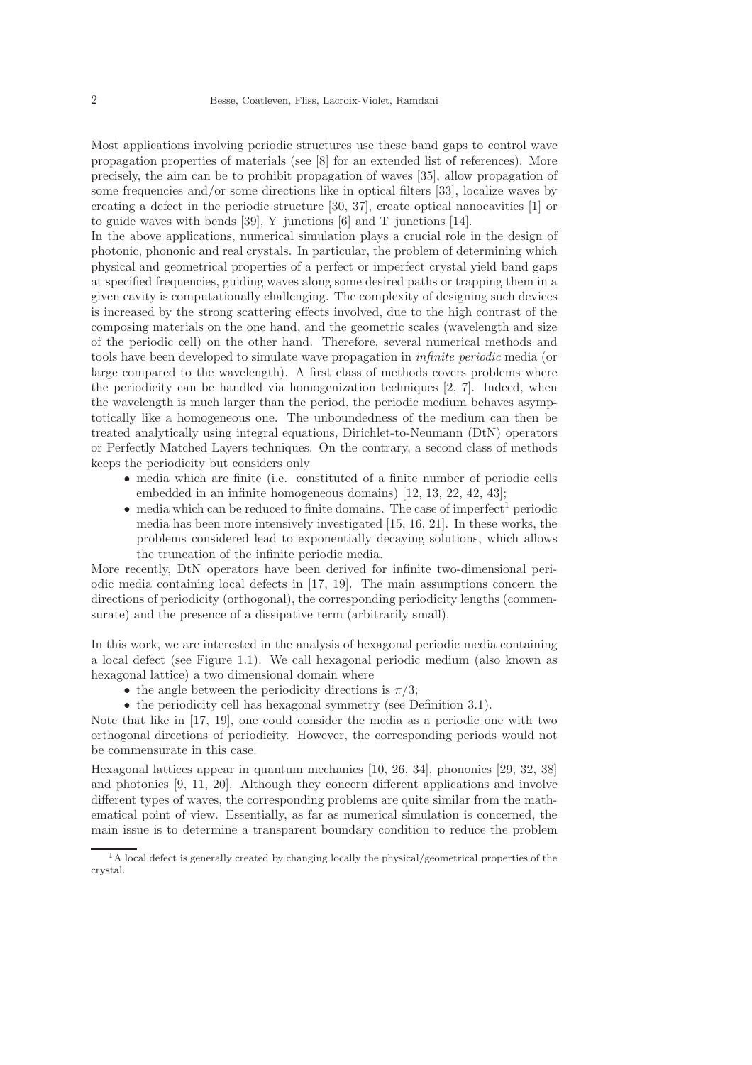Most applications involving periodic structures use these band gaps to control wave propagation properties of materials (see [8] for an extended list of references). More precisely, the aim can be to prohibit propagation of waves [35], allow propagation of some frequencies and/or some directions like in optical filters [33], localize waves by creating a defect in the periodic structure [30, 37], create optical nanocavities [1] or to guide waves with bends [39], Y–junctions [6] and T–junctions [14].
In the above applications, numerical simulation plays a crucial role in the design of photonic, phononic and real crystals. In particular, the problem of determining which physical and geometrical properties of a perfect or imperfect crystal yield band gaps at specified frequencies, guiding waves along some desired paths or trapping them in a given cavity is computationally challenging. The complexity of designing such devices is increased by the strong scattering effects involved, due to the high contrast of the composing materials on the one hand, and the geometric scales (wavelength and size of the periodic cell) on the other hand. Therefore, several numerical methods and tools have been developed to simulate wave propagation in *infinite periodic* media (or large compared to the wavelength). A first class of methods covers problems where the periodicity can be handled via homogenization techniques [2, 7]. Indeed, when the wavelength is much larger than the period, the periodic medium behaves asymptotically like a homogeneous one. The unboundedness of the medium can then be treated analytically using integral equations, Dirichlet-to-Neumann (DtN) operators or Perfectly Matched Layers techniques. On the contrary, a second class of methods keeps the periodicity but considers only

- media which are finite (i.e. constituted of a finite number of periodic cells embedded in an infinite homogeneous domains) [12, 13, 22, 42, 43];
- media which can be reduced to finite domains. The case of imperfect[1] periodic media has been more intensively investigated [15, 16, 21]. In these works, the problems considered lead to exponentially decaying solutions, which allows the truncation of the infinite periodic media.

More recently, DtN operators have been derived for infinite two-dimensional periodic media containing local defects in [17, 19]. The main assumptions concern the directions of periodicity (orthogonal), the corresponding periodicity lengths (commensurate) and the presence of a dissipative term (arbitrarily small).

In this work, we are interested in the analysis of hexagonal periodic media containing a local defect (see Figure 1.1). We call hexagonal periodic medium (also known as hexagonal lattice) a two dimensional domain where

- the angle between the periodicity directions is $\pi/3$;
- the periodicity cell has hexagonal symmetry (see Definition 3.1).

Note that like in [17, 19], one could consider the media as a periodic one with two orthogonal directions of periodicity. However, the corresponding periods would not be commensurate in this case.

Hexagonal lattices appear in quantum mechanics [10, 26, 34], phononics [29, 32, 38] and photonics [9, 11, 20]. Although they concern different applications and involve different types of waves, the corresponding problems are quite similar from the mathematical point of view. Essentially, as far as numerical simulation is concerned, the main issue is to determine a transparent boundary condition to reduce the problem

[1] A local defect is generally created by changing locally the physical/geometrical properties of the crystal.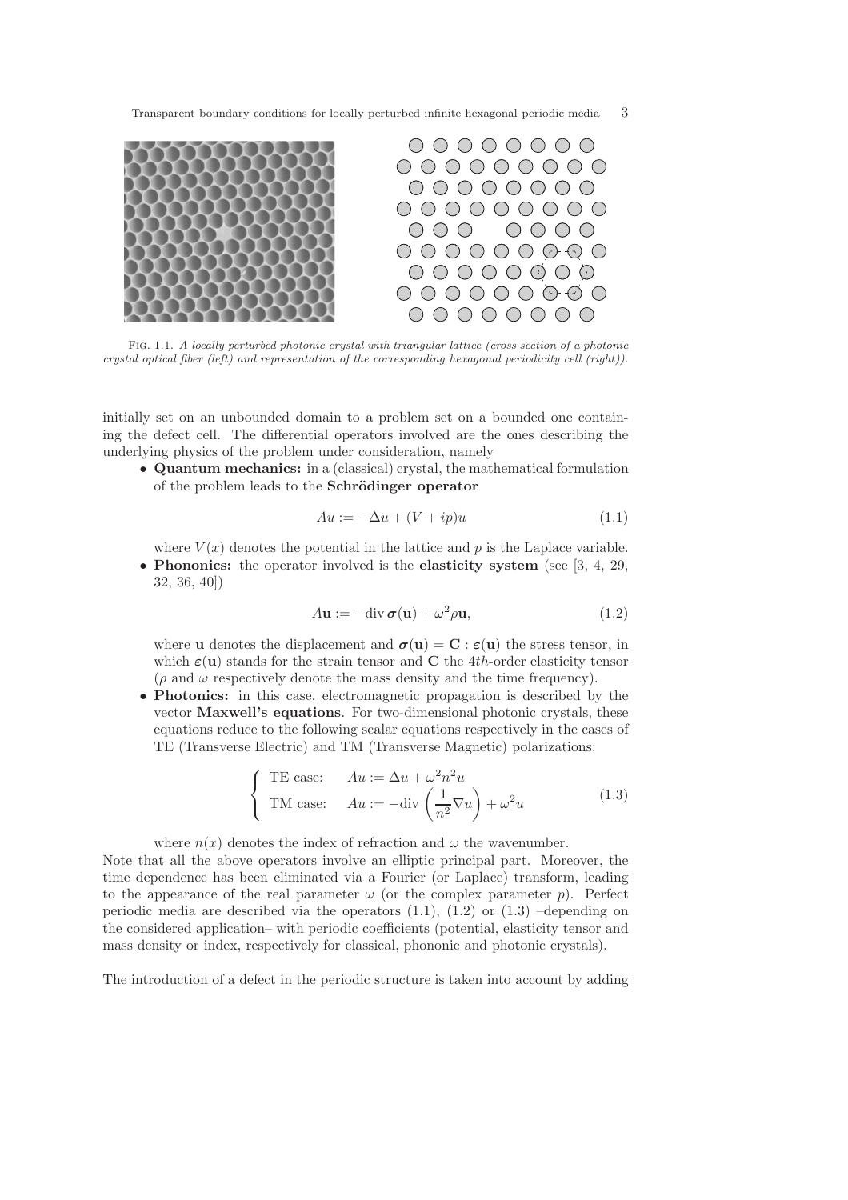Fig. 1.1. *A locally perturbed photonic crystal with triangular lattice (cross section of a photonic crystal optical fiber (left) and representation of the corresponding hexagonal periodicity cell (right)).*

initially set on an unbounded domain to a problem set on a bounded one containing the defect cell. The differential operators involved are the ones describing the underlying physics of the problem under consideration, namely

- **Quantum mechanics:** in a (classical) crystal, the mathematical formulation of the problem leads to the **Schrödinger operator**

$$Au := -\Delta u + (V + ip)u \tag{1.1}$$

where $V(x)$ denotes the potential in the lattice and $p$ is the Laplace variable.

- **Phononics:** the operator involved is the **elasticity system** (see [3, 4, 29, 32, 36, 40])

$$A\mathbf{u} := -\operatorname{div} \boldsymbol{\sigma}(\mathbf{u}) + \omega^2 \rho \mathbf{u}, \tag{1.2}$$

where $\mathbf{u}$ denotes the displacement and $\boldsymbol{\sigma}(\mathbf{u}) = \mathbf{C} : \boldsymbol{\varepsilon}(\mathbf{u})$ the stress tensor, in which $\boldsymbol{\varepsilon}(\mathbf{u})$ stands for the strain tensor and $\mathbf{C}$ the $4th$-order elasticity tensor ($\rho$ and $\omega$ respectively denote the mass density and the time frequency).

- **Photonics:** in this case, electromagnetic propagation is described by the vector **Maxwell's equations**. For two-dimensional photonic crystals, these equations reduce to the following scalar equations respectively in the cases of TE (Transverse Electric) and TM (Transverse Magnetic) polarizations:

$$\begin{cases} \text{TE case:} \quad Au := \Delta u + \omega^2 n^2 u \\ \text{TM case:} \quad Au := -\operatorname{div}\left(\dfrac{1}{n^2}\nabla u\right) + \omega^2 u \end{cases} \tag{1.3}$$

where $n(x)$ denotes the index of refraction and $\omega$ the wavenumber.

Note that all the above operators involve an elliptic principal part. Moreover, the time dependence has been eliminated via a Fourier (or Laplace) transform, leading to the appearance of the real parameter $\omega$ (or the complex parameter $p$). Perfect periodic media are described via the operators (1.1), (1.2) or (1.3) –depending on the considered application– with periodic coefficients (potential, elasticity tensor and mass density or index, respectively for classical, phononic and photonic crystals).

The introduction of a defect in the periodic structure is taken into account by adding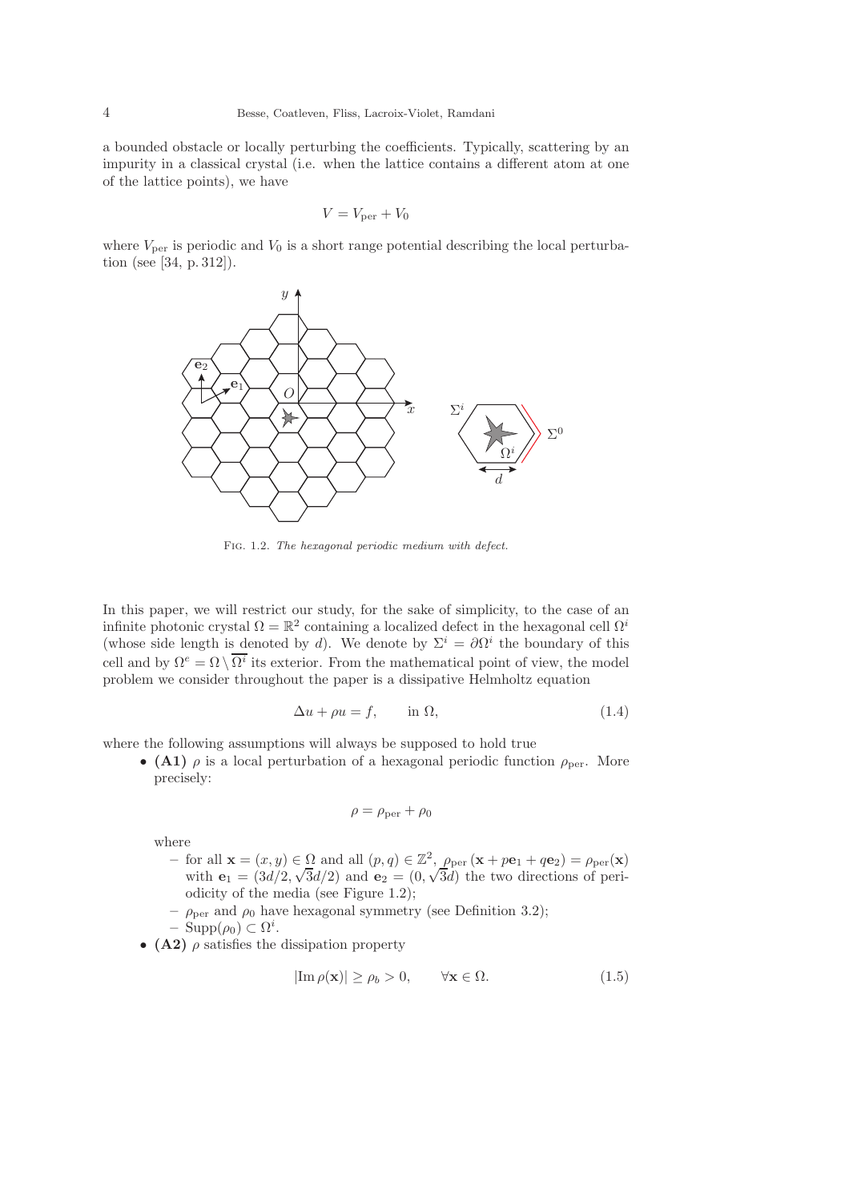a bounded obstacle or locally perturbing the coefficients. Typically, scattering by an impurity in a classical crystal (i.e. when the lattice contains a different atom at one of the lattice points), we have

$$V = V_{\text{per}} + V_0$$

where $V_{\text{per}}$ is periodic and $V_0$ is a short range potential describing the local perturbation (see [34, p. 312]).

Fig. 1.2. *The hexagonal periodic medium with defect.*

In this paper, we will restrict our study, for the sake of simplicity, to the case of an infinite photonic crystal $\Omega = \mathbb{R}^2$ containing a localized defect in the hexagonal cell $\Omega^i$ (whose side length is denoted by $d$). We denote by $\Sigma^i = \partial\Omega^i$ the boundary of this cell and by $\Omega^e = \Omega \setminus \overline{\Omega^i}$ its exterior. From the mathematical point of view, the model problem we consider throughout the paper is a dissipative Helmholtz equation

$$\Delta u + \rho u = f, \qquad \text{in } \Omega, \tag{1.4}$$

where the following assumptions will always be supposed to hold true

- **(A1)** $\rho$ is a local perturbation of a hexagonal periodic function $\rho_{\text{per}}$. More precisely:

$$\rho = \rho_{\text{per}} + \rho_0$$

  where
  - for all $\mathbf{x} = (x, y) \in \Omega$ and all $(p, q) \in \mathbb{Z}^2$, $\rho_{\text{per}}(\mathbf{x} + p\mathbf{e}_1 + q\mathbf{e}_2) = \rho_{\text{per}}(\mathbf{x})$ with $\mathbf{e}_1 = (3d/2, \sqrt{3}d/2)$ and $\mathbf{e}_2 = (0, \sqrt{3}d)$ the two directions of periodicity of the media (see Figure 1.2);
  - $\rho_{\text{per}}$ and $\rho_0$ have hexagonal symmetry (see Definition 3.2);
  - $\text{Supp}(\rho_0) \subset \Omega^i$.
- **(A2)** $\rho$ satisfies the dissipation property

$$|\text{Im}\, \rho(\mathbf{x})| \geq \rho_b > 0, \qquad \forall \mathbf{x} \in \Omega. \tag{1.5}$$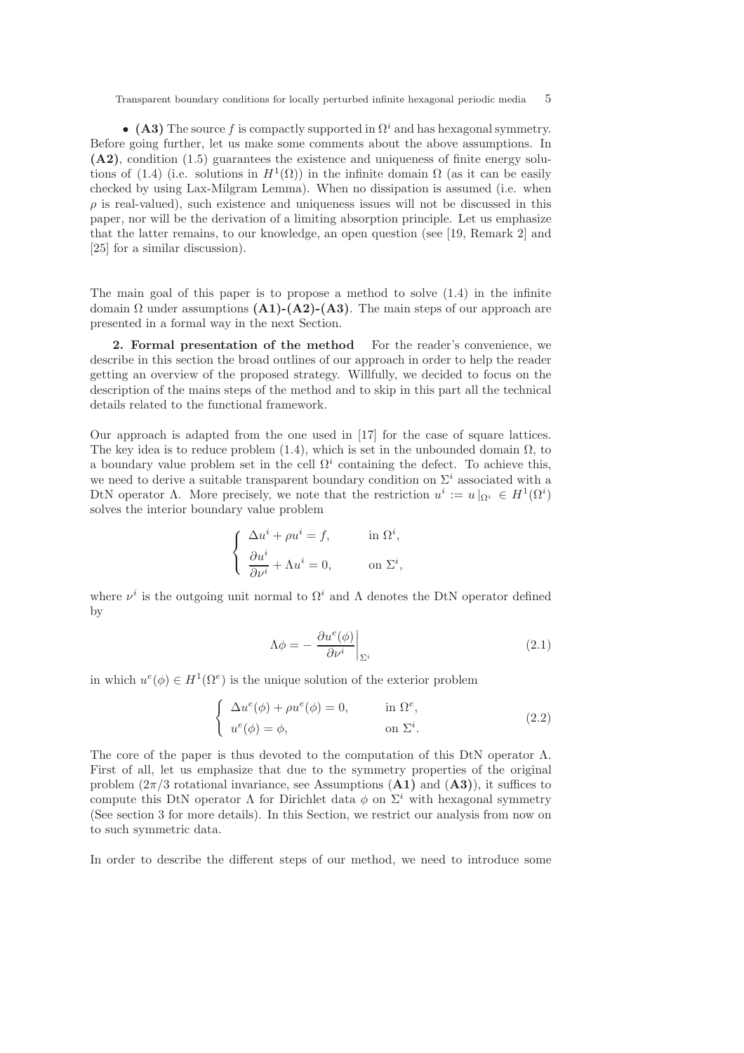- **(A3)** The source $f$ is compactly supported in $\Omega^i$ and has hexagonal symmetry.

Before going further, let us make some comments about the above assumptions. In **(A2)**, condition (1.5) guarantees the existence and uniqueness of finite energy solutions of (1.4) (i.e. solutions in $H^1(\Omega)$) in the infinite domain $\Omega$ (as it can be easily checked by using Lax-Milgram Lemma). When no dissipation is assumed (i.e. when $\rho$ is real-valued), such existence and uniqueness issues will not be discussed in this paper, nor will be the derivation of a limiting absorption principle. Let us emphasize that the latter remains, to our knowledge, an open question (see [19, Remark 2] and [25] for a similar discussion).

The main goal of this paper is to propose a method to solve (1.4) in the infinite domain $\Omega$ under assumptions **(A1)-(A2)-(A3)**. The main steps of our approach are presented in a formal way in the next Section.

## 2. Formal presentation of the method

For the reader's convenience, we describe in this section the broad outlines of our approach in order to help the reader getting an overview of the proposed strategy. Willfully, we decided to focus on the description of the mains steps of the method and to skip in this part all the technical details related to the functional framework.

Our approach is adapted from the one used in [17] for the case of square lattices. The key idea is to reduce problem (1.4), which is set in the unbounded domain $\Omega$, to a boundary value problem set in the cell $\Omega^i$ containing the defect. To achieve this, we need to derive a suitable transparent boundary condition on $\Sigma^i$ associated with a DtN operator $\Lambda$. More precisely, we note that the restriction $u^i := u\,|_{\Omega^i} \in H^1(\Omega^i)$ solves the interior boundary value problem

$$
\left\{
\begin{array}{ll}
\Delta u^i + \rho u^i = f, & \text{in } \Omega^i, \\[2mm]
\dfrac{\partial u^i}{\partial \nu^i} + \Lambda u^i = 0, & \text{on } \Sigma^i,
\end{array}
\right.
$$

where $\nu^i$ is the outgoing unit normal to $\Omega^i$ and $\Lambda$ denotes the DtN operator defined by

$$
\Lambda \phi = - \left. \frac{\partial u^e(\phi)}{\partial \nu^i} \right|_{\Sigma^i} \tag{2.1}
$$

in which $u^e(\phi) \in H^1(\Omega^e)$ is the unique solution of the exterior problem

$$
\left\{
\begin{array}{ll}
\Delta u^e(\phi) + \rho u^e(\phi) = 0, & \text{in } \Omega^e, \\
u^e(\phi) = \phi, & \text{on } \Sigma^i.
\end{array}
\right. \tag{2.2}
$$

The core of the paper is thus devoted to the computation of this DtN operator $\Lambda$. First of all, let us emphasize that due to the symmetry properties of the original problem ($2\pi/3$ rotational invariance, see Assumptions **(A1)** and **(A3)**), it suffices to compute this DtN operator $\Lambda$ for Dirichlet data $\phi$ on $\Sigma^i$ with hexagonal symmetry (See section 3 for more details). In this Section, we restrict our analysis from now on to such symmetric data.

In order to describe the different steps of our method, we need to introduce some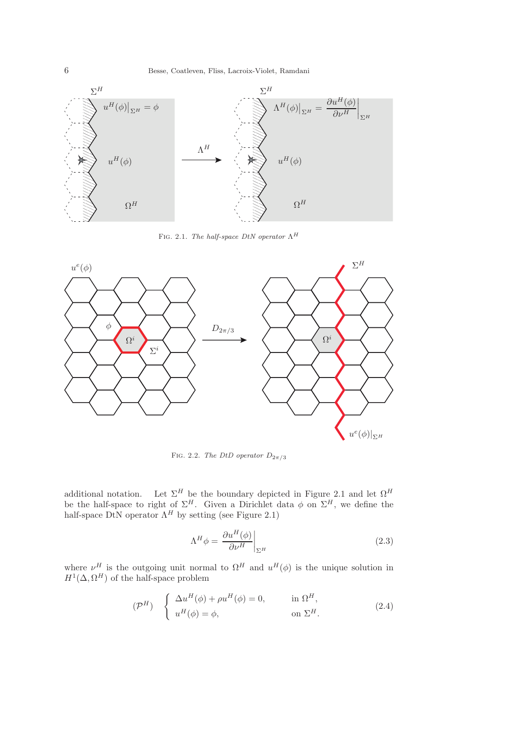FIG. 2.1. *The half-space DtN operator* $\Lambda^H$

FIG. 2.2. *The DtD operator* $D_{2\pi/3}$

additional notation. Let $\Sigma^H$ be the boundary depicted in Figure 2.1 and let $\Omega^H$ be the half-space to right of $\Sigma^H$. Given a Dirichlet data $\phi$ on $\Sigma^H$, we define the half-space DtN operator $\Lambda^H$ by setting (see Figure 2.1)

$$\Lambda^H \phi = \left.\frac{\partial u^H(\phi)}{\partial \nu^H}\right|_{\Sigma^H} \tag{2.3}$$

where $\nu^H$ is the outgoing unit normal to $\Omega^H$ and $u^H(\phi)$ is the unique solution in $H^1(\Delta, \Omega^H)$ of the half-space problem

$$(\mathcal{P}^H) \quad \left\{ \begin{array}{ll} \Delta u^H(\phi) + \rho u^H(\phi) = 0, & \text{in } \Omega^H, \\ u^H(\phi) = \phi, & \text{on } \Sigma^H. \end{array} \right. \tag{2.4}$$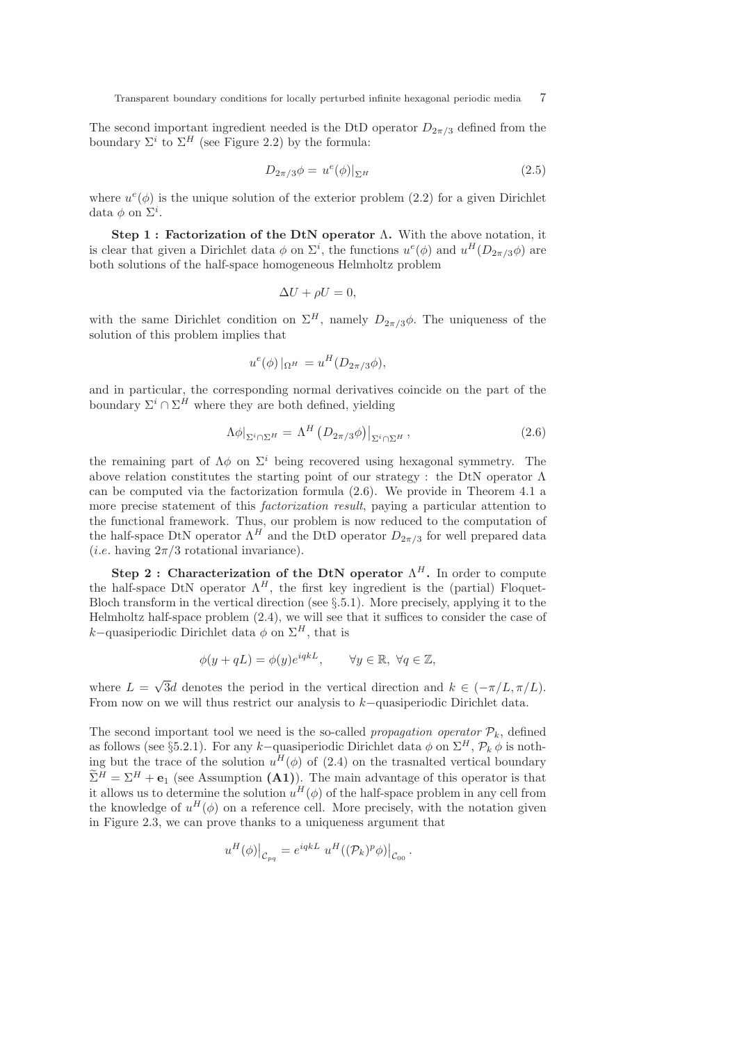The second important ingredient needed is the DtD operator $D_{2\pi/3}$ defined from the boundary $\Sigma^i$ to $\Sigma^H$ (see Figure 2.2) by the formula:

$$D_{2\pi/3}\phi = u^e(\phi)|_{\Sigma^H} \tag{2.5}$$

where $u^e(\phi)$ is the unique solution of the exterior problem (2.2) for a given Dirichlet data $\phi$ on $\Sigma^i$.

**Step 1 : Factorization of the DtN operator $\Lambda$.** With the above notation, it is clear that given a Dirichlet data $\phi$ on $\Sigma^i$, the functions $u^e(\phi)$ and $u^H(D_{2\pi/3}\phi)$ are both solutions of the half-space homogeneous Helmholtz problem

$$\Delta U + \rho U = 0,$$

with the same Dirichlet condition on $\Sigma^H$, namely $D_{2\pi/3}\phi$. The uniqueness of the solution of this problem implies that

$$u^e(\phi)\,|_{\Omega^H} = u^H(D_{2\pi/3}\phi),$$

and in particular, the corresponding normal derivatives coincide on the part of the boundary $\Sigma^i \cap \Sigma^H$ where they are both defined, yielding

$$\Lambda\phi|_{\Sigma^i\cap\Sigma^H} = \Lambda^H\left(D_{2\pi/3}\phi\right)\big|_{\Sigma^i\cap\Sigma^H}, \tag{2.6}$$

the remaining part of $\Lambda\phi$ on $\Sigma^i$ being recovered using hexagonal symmetry. The above relation constitutes the starting point of our strategy : the DtN operator $\Lambda$ can be computed via the factorization formula (2.6). We provide in Theorem 4.1 a more precise statement of this *factorization result*, paying a particular attention to the functional framework. Thus, our problem is now reduced to the computation of the half-space DtN operator $\Lambda^H$ and the DtD operator $D_{2\pi/3}$ for well prepared data (*i.e.* having $2\pi/3$ rotational invariance).

**Step 2 : Characterization of the DtN operator $\Lambda^H$.** In order to compute the half-space DtN operator $\Lambda^H$, the first key ingredient is the (partial) Floquet-Bloch transform in the vertical direction (see §.5.1). More precisely, applying it to the Helmholtz half-space problem (2.4), we will see that it suffices to consider the case of $k-$quasiperiodic Dirichlet data $\phi$ on $\Sigma^H$, that is

$$\phi(y + qL) = \phi(y)e^{iqkL}, \qquad \forall y \in \mathbb{R},\ \forall q \in \mathbb{Z},$$

where $L = \sqrt{3}d$ denotes the period in the vertical direction and $k \in (-\pi/L, \pi/L)$. From now on we will thus restrict our analysis to $k-$quasiperiodic Dirichlet data.

The second important tool we need is the so-called *propagation operator* $\mathcal{P}_k$, defined as follows (see §5.2.1). For any $k-$quasiperiodic Dirichlet data $\phi$ on $\Sigma^H$, $\mathcal{P}_k\,\phi$ is nothing but the trace of the solution $u^H(\phi)$ of (2.4) on the trasnalted vertical boundary $\widetilde{\Sigma}^H = \Sigma^H + \mathbf{e}_1$ (see Assumption **(A1)**). The main advantage of this operator is that it allows us to determine the solution $u^H(\phi)$ of the half-space problem in any cell from the knowledge of $u^H(\phi)$ on a reference cell. More precisely, with the notation given in Figure 2.3, we can prove thanks to a uniqueness argument that

$$u^H(\phi)\big|_{\mathcal{C}_{pq}} = e^{iqkL}\ u^H((\mathcal{P}_k)^p\phi)\big|_{\mathcal{C}_{00}}.$$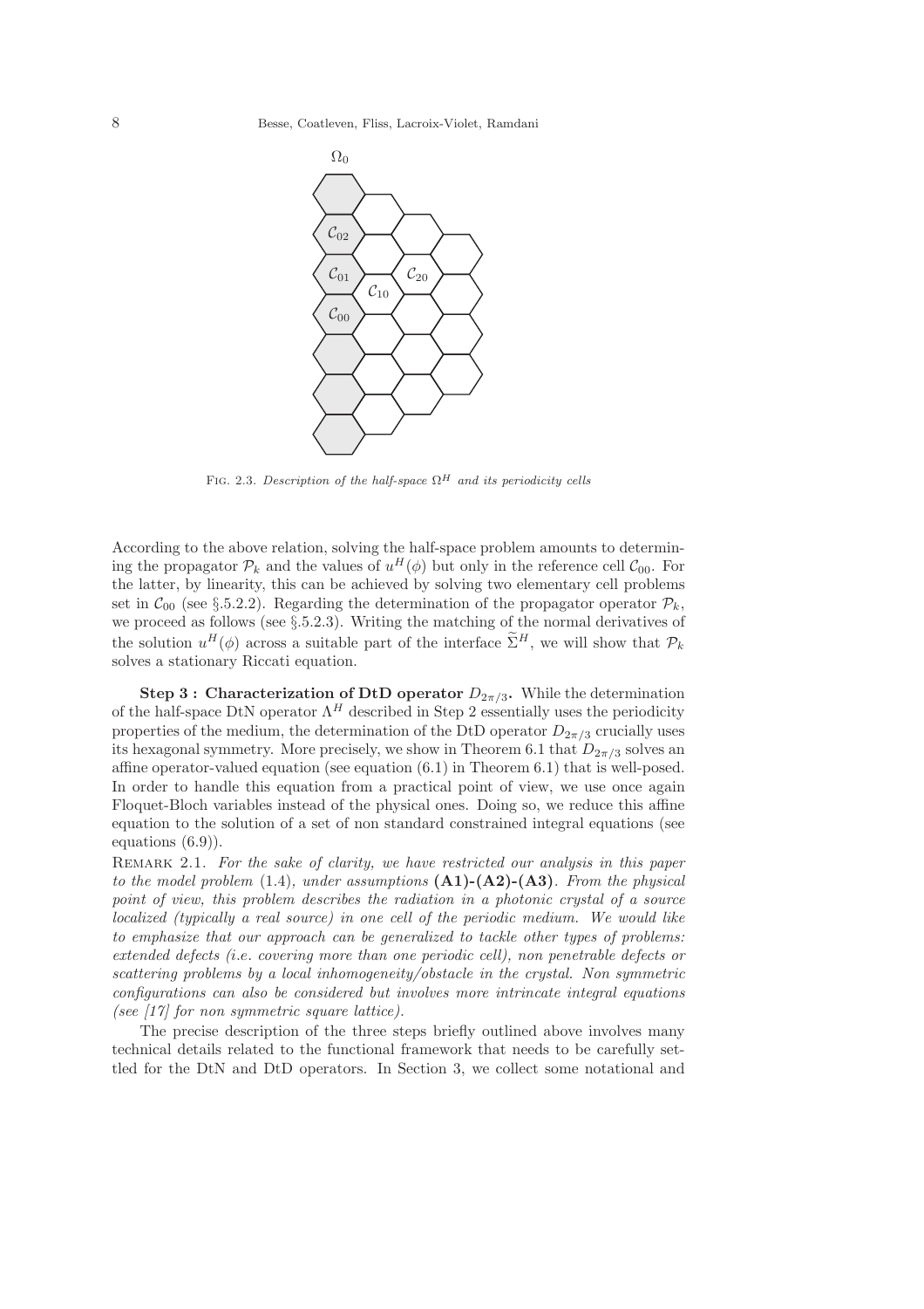Fig. 2.3. *Description of the half-space $\Omega^H$ and its periodicity cells*

According to the above relation, solving the half-space problem amounts to determining the propagator $\mathcal{P}_k$ and the values of $u^H(\phi)$ but only in the reference cell $\mathcal{C}_{00}$. For the latter, by linearity, this can be achieved by solving two elementary cell problems set in $\mathcal{C}_{00}$ (see §.5.2.2). Regarding the determination of the propagator operator $\mathcal{P}_k$, we proceed as follows (see §.5.2.3). Writing the matching of the normal derivatives of the solution $u^H(\phi)$ across a suitable part of the interface $\widetilde{\Sigma}^H$, we will show that $\mathcal{P}_k$ solves a stationary Riccati equation.

**Step 3 : Characterization of DtD operator $D_{2\pi/3}$.** While the determination of the half-space DtN operator $\Lambda^H$ described in Step 2 essentially uses the periodicity properties of the medium, the determination of the DtD operator $D_{2\pi/3}$ crucially uses its hexagonal symmetry. More precisely, we show in Theorem 6.1 that $D_{2\pi/3}$ solves an affine operator-valued equation (see equation (6.1) in Theorem 6.1) that is well-posed. In order to handle this equation from a practical point of view, we use once again Floquet-Bloch variables instead of the physical ones. Doing so, we reduce this affine equation to the solution of a set of non standard constrained integral equations (see equations (6.9)).

Remark 2.1. *For the sake of clarity, we have restricted our analysis in this paper to the model problem* (1.4)*, under assumptions* **(A1)-(A2)-(A3)**. *From the physical point of view, this problem describes the radiation in a photonic crystal of a source localized (typically a real source) in one cell of the periodic medium. We would like to emphasize that our approach can be generalized to tackle other types of problems: extended defects (i.e. covering more than one periodic cell), non penetrable defects or scattering problems by a local inhomogeneity/obstacle in the crystal. Non symmetric configurations can also be considered but involves more intrincate integral equations (see [17] for non symmetric square lattice).*

The precise description of the three steps briefly outlined above involves many technical details related to the functional framework that needs to be carefully settled for the DtN and DtD operators. In Section 3, we collect some notational and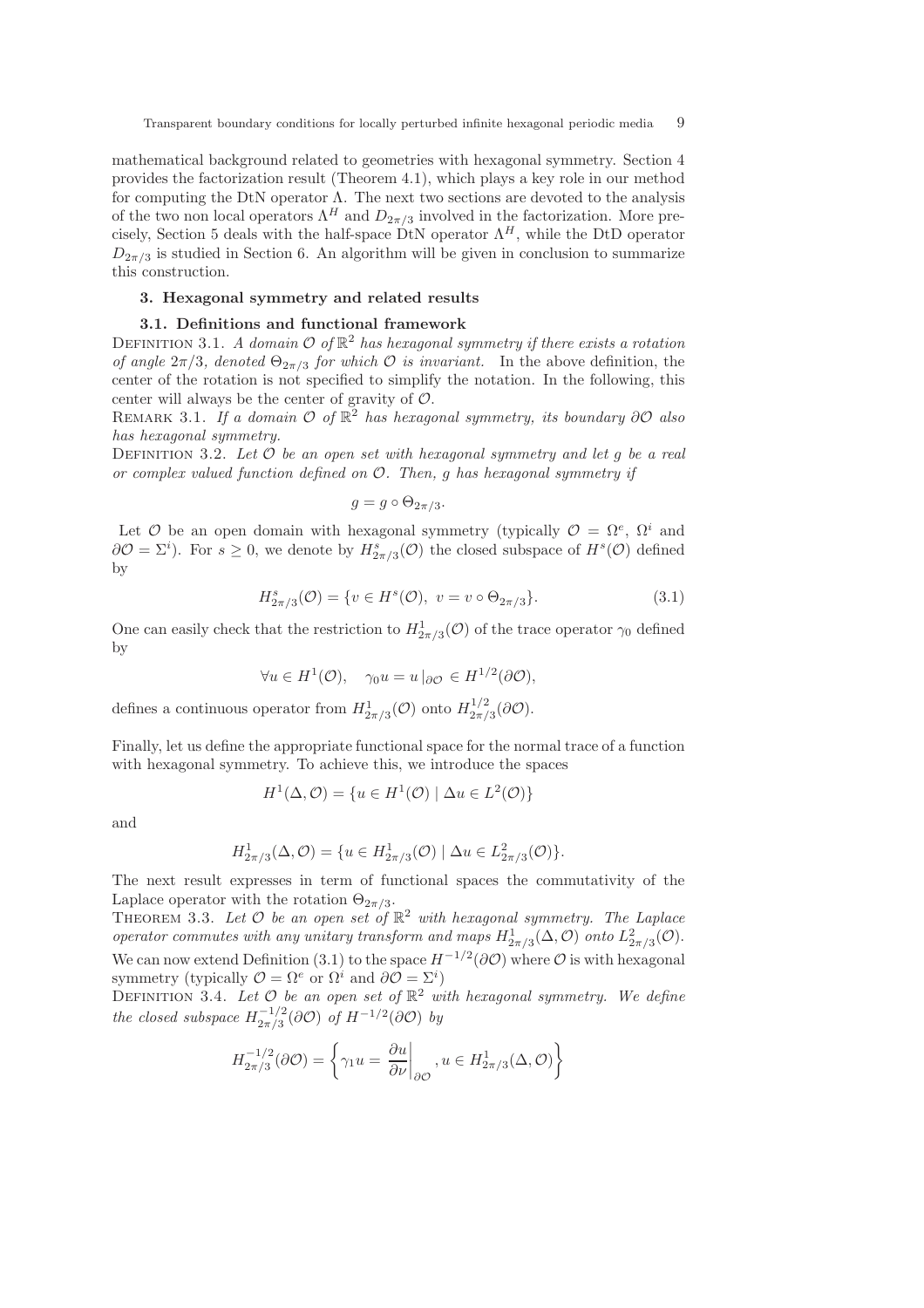mathematical background related to geometries with hexagonal symmetry. Section 4 provides the factorization result (Theorem 4.1), which plays a key role in our method for computing the DtN operator $\Lambda$. The next two sections are devoted to the analysis of the two non local operators $\Lambda^H$ and $D_{2\pi/3}$ involved in the factorization. More precisely, Section 5 deals with the half-space DtN operator $\Lambda^H$, while the DtD operator $D_{2\pi/3}$ is studied in Section 6. An algorithm will be given in conclusion to summarize this construction.

## 3. Hexagonal symmetry and related results

### 3.1. Definitions and functional framework

Definition 3.1. *A domain $\mathcal{O}$ of $\mathbb{R}^2$ has hexagonal symmetry if there exists a rotation of angle $2\pi/3$, denoted $\Theta_{2\pi/3}$ for which $\mathcal{O}$ is invariant.* In the above definition, the center of the rotation is not specified to simplify the notation. In the following, this center will always be the center of gravity of $\mathcal{O}$.

Remark 3.1. *If a domain $\mathcal{O}$ of $\mathbb{R}^2$ has hexagonal symmetry, its boundary $\partial\mathcal{O}$ also has hexagonal symmetry.*

Definition 3.2. *Let $\mathcal{O}$ be an open set with hexagonal symmetry and let $g$ be a real or complex valued function defined on $\mathcal{O}$. Then, $g$ has hexagonal symmetry if*

$$g = g \circ \Theta_{2\pi/3}.$$

Let $\mathcal{O}$ be an open domain with hexagonal symmetry (typically $\mathcal{O} = \Omega^e$, $\Omega^i$ and $\partial\mathcal{O} = \Sigma^i$). For $s \geq 0$, we denote by $H^s_{2\pi/3}(\mathcal{O})$ the closed subspace of $H^s(\mathcal{O})$ defined by

$$H^s_{2\pi/3}(\mathcal{O}) = \{v \in H^s(\mathcal{O}),\ v = v \circ \Theta_{2\pi/3}\}. \tag{3.1}$$

One can easily check that the restriction to $H^1_{2\pi/3}(\mathcal{O})$ of the trace operator $\gamma_0$ defined by

$$\forall u \in H^1(\mathcal{O}), \quad \gamma_0 u = u\,|_{\partial\mathcal{O}} \in H^{1/2}(\partial\mathcal{O}),$$

defines a continuous operator from $H^1_{2\pi/3}(\mathcal{O})$ onto $H^{1/2}_{2\pi/3}(\partial\mathcal{O})$.

Finally, let us define the appropriate functional space for the normal trace of a function with hexagonal symmetry. To achieve this, we introduce the spaces

$$H^1(\Delta, \mathcal{O}) = \{u \in H^1(\mathcal{O}) \mid \Delta u \in L^2(\mathcal{O})\}$$

and

$$H^1_{2\pi/3}(\Delta, \mathcal{O}) = \{u \in H^1_{2\pi/3}(\mathcal{O}) \mid \Delta u \in L^2_{2\pi/3}(\mathcal{O})\}.$$

The next result expresses in term of functional spaces the commutativity of the Laplace operator with the rotation $\Theta_{2\pi/3}$.

Theorem 3.3. *Let $\mathcal{O}$ be an open set of $\mathbb{R}^2$ with hexagonal symmetry. The Laplace operator commutes with any unitary transform and maps $H^1_{2\pi/3}(\Delta, \mathcal{O})$ onto $L^2_{2\pi/3}(\mathcal{O})$.*

We can now extend Definition (3.1) to the space $H^{-1/2}(\partial\mathcal{O})$ where $\mathcal{O}$ is with hexagonal symmetry (typically $\mathcal{O} = \Omega^e$ or $\Omega^i$ and $\partial\mathcal{O} = \Sigma^i$)

Definition 3.4. *Let $\mathcal{O}$ be an open set of $\mathbb{R}^2$ with hexagonal symmetry. We define the closed subspace $H^{-1/2}_{2\pi/3}(\partial\mathcal{O})$ of $H^{-1/2}(\partial\mathcal{O})$ by*

$$H^{-1/2}_{2\pi/3}(\partial\mathcal{O}) = \left\{ \gamma_1 u = \left.\frac{\partial u}{\partial \nu}\right|_{\partial\mathcal{O}}, u \in H^1_{2\pi/3}(\Delta, \mathcal{O}) \right\}$$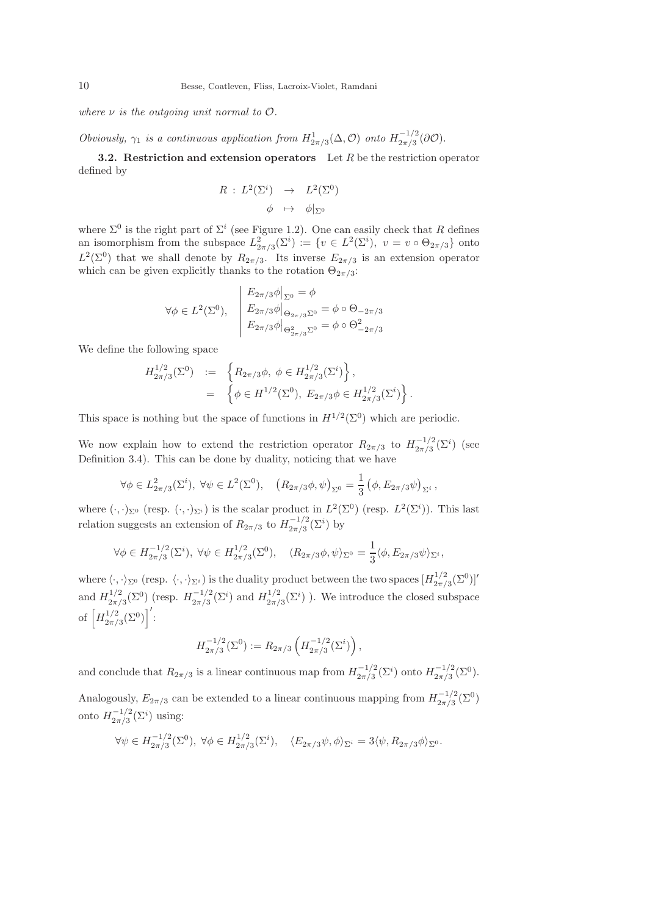*where $\nu$ is the outgoing unit normal to $\mathcal{O}$.*

*Obviously, $\gamma_1$ is a continuous application from $H^1_{2\pi/3}(\Delta, \mathcal{O})$ onto $H^{-1/2}_{2\pi/3}(\partial\mathcal{O})$.*

**3.2. Restriction and extension operators** Let $R$ be the restriction operator defined by

$$
\begin{array}{rccl}
R \, : & L^2(\Sigma^i) & \to & L^2(\Sigma^0) \\
 & \phi & \mapsto & \phi|_{\Sigma^0}
\end{array}
$$

where $\Sigma^0$ is the right part of $\Sigma^i$ (see Figure 1.2). One can easily check that $R$ defines an isomorphism from the subspace $L^2_{2\pi/3}(\Sigma^i) := \{v \in L^2(\Sigma^i), \; v = v \circ \Theta_{2\pi/3}\}$ onto $L^2(\Sigma^0)$ that we shall denote by $R_{2\pi/3}$. Its inverse $E_{2\pi/3}$ is an extension operator which can be given explicitly thanks to the rotation $\Theta_{2\pi/3}$:

$$
\forall \phi \in L^2(\Sigma^0), \quad \left| \begin{array}{l} E_{2\pi/3}\phi\big|_{\Sigma^0} = \phi \\ E_{2\pi/3}\phi\big|_{\Theta_{2\pi/3}\Sigma^0} = \phi \circ \Theta_{-2\pi/3} \\ E_{2\pi/3}\phi\big|_{\Theta^2_{2\pi/3}\Sigma^0} = \phi \circ \Theta^2_{-2\pi/3} \end{array} \right.
$$

We define the following space

$$
\begin{array}{rcl}
H^{1/2}_{2\pi/3}(\Sigma^0) & := & \left\{ R_{2\pi/3}\phi, \; \phi \in H^{1/2}_{2\pi/3}(\Sigma^i) \right\}, \\
 & = & \left\{ \phi \in H^{1/2}(\Sigma^0), \; E_{2\pi/3}\phi \in H^{1/2}_{2\pi/3}(\Sigma^i) \right\}.
\end{array}
$$

This space is nothing but the space of functions in $H^{1/2}(\Sigma^0)$ which are periodic.

We now explain how to extend the restriction operator $R_{2\pi/3}$ to $H^{-1/2}_{2\pi/3}(\Sigma^i)$ (see Definition 3.4). This can be done by duality, noticing that we have

$$
\forall \phi \in L^2_{2\pi/3}(\Sigma^i), \; \forall \psi \in L^2(\Sigma^0), \quad \left(R_{2\pi/3}\phi, \psi\right)_{\Sigma^0} = \frac{1}{3}\left(\phi, E_{2\pi/3}\psi\right)_{\Sigma^i},
$$

where $(\cdot,\cdot)_{\Sigma^0}$ (resp. $(\cdot,\cdot)_{\Sigma^i}$) is the scalar product in $L^2(\Sigma^0)$ (resp. $L^2(\Sigma^i)$). This last relation suggests an extension of $R_{2\pi/3}$ to $H^{-1/2}_{2\pi/3}(\Sigma^i)$ by

$$
\forall \phi \in H^{-1/2}_{2\pi/3}(\Sigma^i), \; \forall \psi \in H^{1/2}_{2\pi/3}(\Sigma^0), \quad \langle R_{2\pi/3}\phi, \psi\rangle_{\Sigma^0} = \frac{1}{3}\langle \phi, E_{2\pi/3}\psi\rangle_{\Sigma^i},
$$

where $\langle\cdot,\cdot\rangle_{\Sigma^0}$ (resp. $\langle\cdot,\cdot\rangle_{\Sigma^i}$) is the duality product between the two spaces $[H^{1/2}_{2\pi/3}(\Sigma^0)]'$ and $H^{1/2}_{2\pi/3}(\Sigma^0)$ (resp. $H^{-1/2}_{2\pi/3}(\Sigma^i)$ and $H^{1/2}_{2\pi/3}(\Sigma^i)$ ). We introduce the closed subspace of $\left[H^{1/2}_{2\pi/3}(\Sigma^0)\right]'$:

$$
H^{-1/2}_{2\pi/3}(\Sigma^0) := R_{2\pi/3}\left(H^{-1/2}_{2\pi/3}(\Sigma^i)\right),
$$

and conclude that $R_{2\pi/3}$ is a linear continuous map from $H^{-1/2}_{2\pi/3}(\Sigma^i)$ onto $H^{-1/2}_{2\pi/3}(\Sigma^0)$.

Analogously, $E_{2\pi/3}$ can be extended to a linear continuous mapping from $H^{-1/2}_{2\pi/3}(\Sigma^0)$ onto $H^{-1/2}_{2\pi/3}(\Sigma^i)$ using:

$$
\forall \psi \in H^{-1/2}_{2\pi/3}(\Sigma^0), \; \forall \phi \in H^{1/2}_{2\pi/3}(\Sigma^i), \quad \langle E_{2\pi/3}\psi, \phi\rangle_{\Sigma^i} = 3\langle \psi, R_{2\pi/3}\phi\rangle_{\Sigma^0}.
$$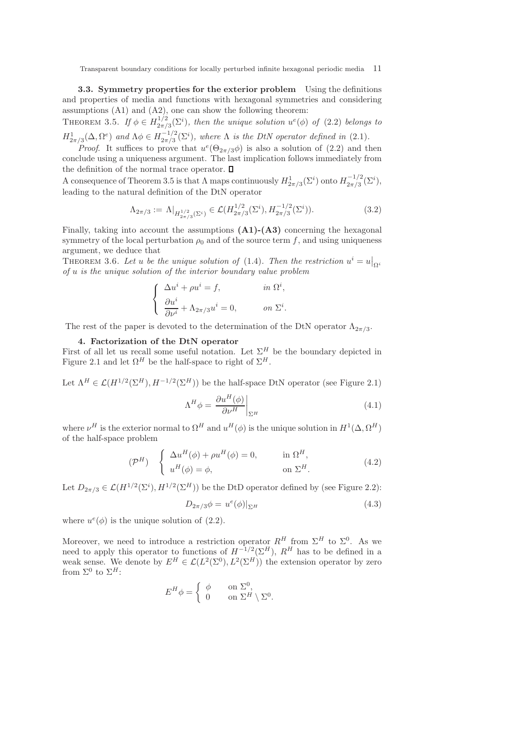**3.3. Symmetry properties for the exterior problem** Using the definitions and properties of media and functions with hexagonal symmetries and considering assumptions (A1) and (A2), one can show the following theorem:

THEOREM 3.5. *If $\phi \in H^{1/2}_{2\pi/3}(\Sigma^i)$, then the unique solution $u^e(\phi)$ of* (2.2) *belongs to $H^1_{2\pi/3}(\Delta, \Omega^e)$ and $\Lambda\phi \in H^{-1/2}_{2\pi/3}(\Sigma^i)$, where $\Lambda$ is the DtN operator defined in* (2.1).

*Proof*. It suffices to prove that $u^e(\Theta_{2\pi/3}\phi)$ is also a solution of (2.2) and then conclude using a uniqueness argument. The last implication follows immediately from the definition of the normal trace operator. ∎

A consequence of Theorem 3.5 is that $\Lambda$ maps continuously $H^1_{2\pi/3}(\Sigma^i)$ onto $H^{-1/2}_{2\pi/3}(\Sigma^i)$, leading to the natural definition of the DtN operator

$$\Lambda_{2\pi/3} := \Lambda|_{H^{1/2}_{2\pi/3}(\Sigma^i)} \in \mathcal{L}(H^{1/2}_{2\pi/3}(\Sigma^i), H^{-1/2}_{2\pi/3}(\Sigma^i)). \tag{3.2}$$

Finally, taking into account the assumptions **(A1)-(A3)** concerning the hexagonal symmetry of the local perturbation $\rho_0$ and of the source term $f$, and using uniqueness argument, we deduce that

THEOREM 3.6. *Let $u$ be the unique solution of* (1.4). *Then the restriction $u^i = u|_{\Omega^i}$ of $u$ is the unique solution of the interior boundary value problem*

$$\left\{ \begin{array}{ll} \Delta u^i + \rho u^i = f, & \text{in } \Omega^i, \\ \dfrac{\partial u^i}{\partial \nu^i} + \Lambda_{2\pi/3} u^i = 0, & \text{on } \Sigma^i. \end{array} \right.$$

The rest of the paper is devoted to the determination of the DtN operator $\Lambda_{2\pi/3}$.

## 4. Factorization of the DtN operator

First of all let us recall some useful notation. Let $\Sigma^H$ be the boundary depicted in Figure 2.1 and let $\Omega^H$ be the half-space to right of $\Sigma^H$.

Let $\Lambda^H \in \mathcal{L}(H^{1/2}(\Sigma^H), H^{-1/2}(\Sigma^H))$ be the half-space DtN operator (see Figure 2.1)

$$\Lambda^H \phi = \left. \frac{\partial u^H(\phi)}{\partial \nu^H} \right|_{\Sigma^H} \tag{4.1}$$

where $\nu^H$ is the exterior normal to $\Omega^H$ and $u^H(\phi)$ is the unique solution in $H^1(\Delta, \Omega^H)$ of the half-space problem

$$(\mathcal{P}^H) \quad \left\{ \begin{array}{ll} \Delta u^H(\phi) + \rho u^H(\phi) = 0, & \text{in } \Omega^H, \\ u^H(\phi) = \phi, & \text{on } \Sigma^H. \end{array} \right. \tag{4.2}$$

Let $D_{2\pi/3} \in \mathcal{L}(H^{1/2}(\Sigma^i), H^{1/2}(\Sigma^H))$ be the DtD operator defined by (see Figure 2.2):

$$D_{2\pi/3}\phi = u^e(\phi)|_{\Sigma^H} \tag{4.3}$$

where $u^e(\phi)$ is the unique solution of (2.2).

Moreover, we need to introduce a restriction operator $R^H$ from $\Sigma^H$ to $\Sigma^0$. As we need to apply this operator to functions of $H^{-1/2}(\Sigma^H)$, $R^H$ has to be defined in a weak sense. We denote by $E^H \in \mathcal{L}(L^2(\Sigma^0), L^2(\Sigma^H))$ the extension operator by zero from $\Sigma^0$ to $\Sigma^H$:

$$E^H \phi = \left\{ \begin{array}{ll} \phi & \text{on } \Sigma^0, \\ 0 & \text{on } \Sigma^H \setminus \Sigma^0. \end{array} \right.$$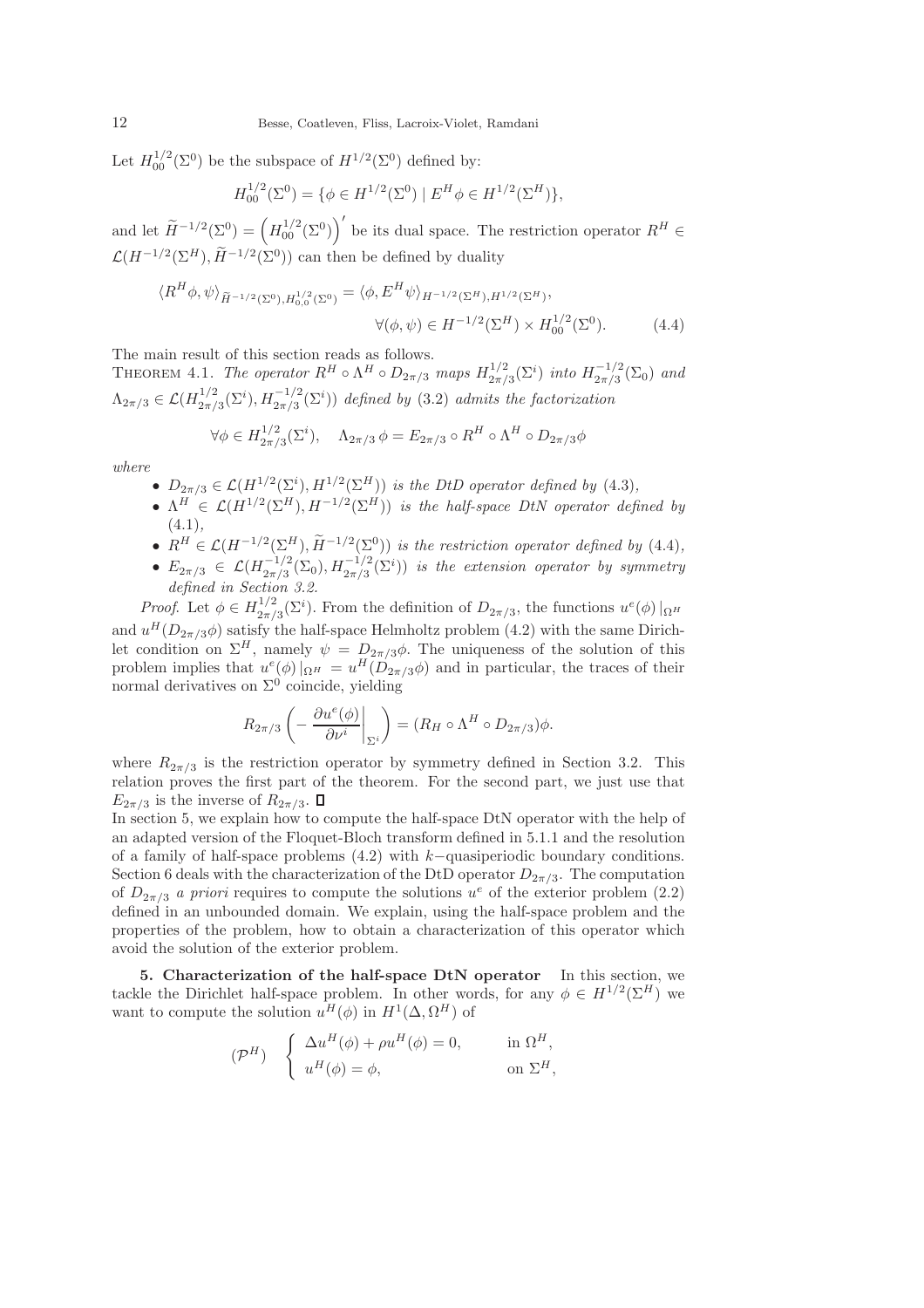Let $H^{1/2}_{00}(\Sigma^0)$ be the subspace of $H^{1/2}(\Sigma^0)$ defined by:

$$
H^{1/2}_{00}(\Sigma^0) = \{\phi \in H^{1/2}(\Sigma^0) \mid E^H \phi \in H^{1/2}(\Sigma^H)\},
$$

and let $\widetilde{H}^{-1/2}(\Sigma^0) = \left(H^{1/2}_{00}(\Sigma^0)\right)'$ be its dual space. The restriction operator $R^H \in \mathcal{L}(H^{-1/2}(\Sigma^H), \widetilde{H}^{-1/2}(\Sigma^0))$ can then be defined by duality

$$
\langle R^H \phi, \psi\rangle_{\widetilde{H}^{-1/2}(\Sigma^0), H^{1/2}_{0,0}(\Sigma^0)} = \langle \phi, E^H \psi\rangle_{H^{-1/2}(\Sigma^H), H^{1/2}(\Sigma^H)},
$$

$$
\forall (\phi, \psi) \in H^{-1/2}(\Sigma^H) \times H^{1/2}_{00}(\Sigma^0). \qquad (4.4)
$$

The main result of this section reads as follows.

THEOREM 4.1. *The operator $R^H \circ \Lambda^H \circ D_{2\pi/3}$ maps $H^{1/2}_{2\pi/3}(\Sigma^i)$ into $H^{-1/2}_{2\pi/3}(\Sigma_0)$ and $\Lambda_{2\pi/3} \in \mathcal{L}(H^{1/2}_{2\pi/3}(\Sigma^i), H^{-1/2}_{2\pi/3}(\Sigma^i))$ defined by (3.2) admits the factorization*

$$
\forall \phi \in H^{1/2}_{2\pi/3}(\Sigma^i), \quad \Lambda_{2\pi/3}\, \phi = E_{2\pi/3} \circ R^H \circ \Lambda^H \circ D_{2\pi/3} \phi
$$

*where*

- $D_{2\pi/3} \in \mathcal{L}(H^{1/2}(\Sigma^i), H^{1/2}(\Sigma^H))$ *is the DtD operator defined by* (4.3)*,*
- $\Lambda^H \in \mathcal{L}(H^{1/2}(\Sigma^H), H^{-1/2}(\Sigma^H))$ *is the half-space DtN operator defined by* (4.1)*,*
- $R^H \in \mathcal{L}(H^{-1/2}(\Sigma^H), \widetilde{H}^{-1/2}(\Sigma^0))$ *is the restriction operator defined by* (4.4)*,*
- $E_{2\pi/3} \in \mathcal{L}(H^{-1/2}_{2\pi/3}(\Sigma_0), H^{-1/2}_{2\pi/3}(\Sigma^i))$ *is the extension operator by symmetry defined in Section 3.2.*

*Proof.* Let $\phi \in H^{1/2}_{2\pi/3}(\Sigma^i)$. From the definition of $D_{2\pi/3}$, the functions $u^e(\phi)\,|_{\Omega^H}$ and $u^H(D_{2\pi/3}\phi)$ satisfy the half-space Helmholtz problem (4.2) with the same Dirichlet condition on $\Sigma^H$, namely $\psi = D_{2\pi/3}\phi$. The uniqueness of the solution of this problem implies that $u^e(\phi)\,|_{\Omega^H} = u^H(D_{2\pi/3}\phi)$ and in particular, the traces of their normal derivatives on $\Sigma^0$ coincide, yielding

$$
R_{2\pi/3}\left(-\left.\frac{\partial u^e(\phi)}{\partial \nu^i}\right|_{\Sigma^i}\right) = (R_H \circ \Lambda^H \circ D_{2\pi/3})\phi.
$$

where $R_{2\pi/3}$ is the restriction operator by symmetry defined in Section 3.2. This relation proves the first part of the theorem. For the second part, we just use that $E_{2\pi/3}$ is the inverse of $R_{2\pi/3}$. ∎

In section 5, we explain how to compute the half-space DtN operator with the help of an adapted version of the Floquet-Bloch transform defined in 5.1.1 and the resolution of a family of half-space problems (4.2) with $k-$quasiperiodic boundary conditions. Section 6 deals with the characterization of the DtD operator $D_{2\pi/3}$. The computation of $D_{2\pi/3}$ *a priori* requires to compute the solutions $u^e$ of the exterior problem (2.2) defined in an unbounded domain. We explain, using the half-space problem and the properties of the problem, how to obtain a characterization of this operator which avoid the solution of the exterior problem.

**5. Characterization of the half-space DtN operator** In this section, we tackle the Dirichlet half-space problem. In other words, for any $\phi \in H^{1/2}(\Sigma^H)$ we want to compute the solution $u^H(\phi)$ in $H^1(\Delta, \Omega^H)$ of

$$
(\mathcal{P}^H) \quad \left\{ \begin{array}{ll} \Delta u^H(\phi) + \rho u^H(\phi) = 0, & \text{in } \Omega^H, \\ u^H(\phi) = \phi, & \text{on } \Sigma^H, \end{array} \right.
$$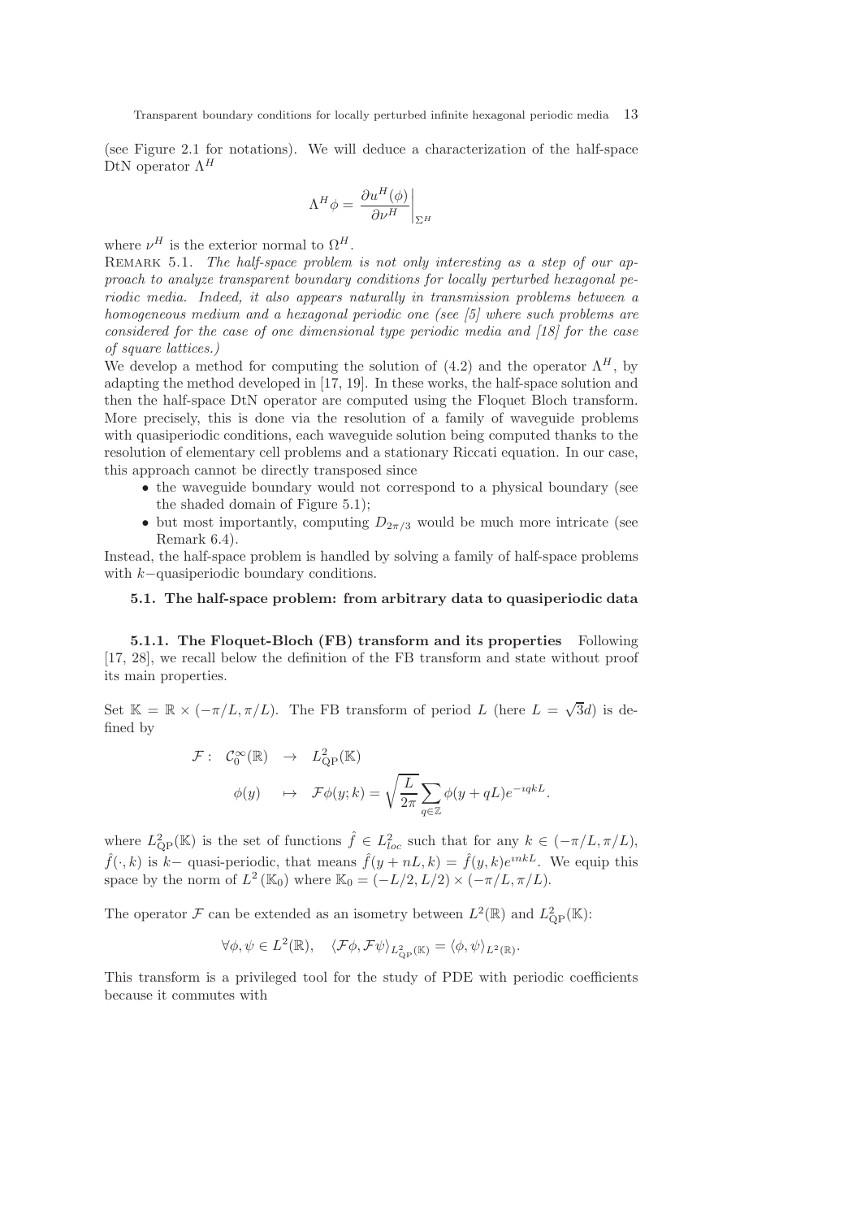(see Figure 2.1 for notations). We will deduce a characterization of the half-space DtN operator $\Lambda^H$

$$
\Lambda^H \phi = \left. \frac{\partial u^H(\phi)}{\partial \nu^H} \right|_{\Sigma^H}
$$

where $\nu^H$ is the exterior normal to $\Omega^H$.

Remark 5.1. *The half-space problem is not only interesting as a step of our approach to analyze transparent boundary conditions for locally perturbed hexagonal periodic media. Indeed, it also appears naturally in transmission problems between a homogeneous medium and a hexagonal periodic one (see [5] where such problems are considered for the case of one dimensional type periodic media and [18] for the case of square lattices.)*

We develop a method for computing the solution of (4.2) and the operator $\Lambda^H$, by adapting the method developed in [17, 19]. In these works, the half-space solution and then the half-space DtN operator are computed using the Floquet Bloch transform. More precisely, this is done via the resolution of a family of waveguide problems with quasiperiodic conditions, each waveguide solution being computed thanks to the resolution of elementary cell problems and a stationary Riccati equation. In our case, this approach cannot be directly transposed since

- the waveguide boundary would not correspond to a physical boundary (see the shaded domain of Figure 5.1);
- but most importantly, computing $D_{2\pi/3}$ would be much more intricate (see Remark 6.4).

Instead, the half-space problem is handled by solving a family of half-space problems with $k-$quasiperiodic boundary conditions.

### 5.1. The half-space problem: from arbitrary data to quasiperiodic data

**5.1.1. The Floquet-Bloch (FB) transform and its properties** Following [17, 28], we recall below the definition of the FB transform and state without proof its main properties.

Set $\mathbb{K} = \mathbb{R} \times (-\pi/L, \pi/L)$. The FB transform of period $L$ (here $L = \sqrt{3}d$) is defined by

$$
\begin{aligned}
\mathcal{F} : \quad \mathcal{C}_0^\infty(\mathbb{R}) \quad &\rightarrow \quad L^2_{\mathrm{QP}}(\mathbb{K}) \\
\phi(y) \quad &\mapsto \quad \mathcal{F}\phi(y;k) = \sqrt{\frac{L}{2\pi}} \sum_{q \in \mathbb{Z}} \phi(y + qL) e^{-\imath qkL}.
\end{aligned}
$$

where $L^2_{\mathrm{QP}}(\mathbb{K})$ is the set of functions $\hat{f} \in L^2_{loc}$ such that for any $k \in (-\pi/L, \pi/L)$, $\hat{f}(\cdot, k)$ is $k-$ quasi-periodic, that means $\hat{f}(y + nL, k) = \hat{f}(y, k)e^{\imath nkL}$. We equip this space by the norm of $L^2(\mathbb{K}_0)$ where $\mathbb{K}_0 = (-L/2, L/2) \times (-\pi/L, \pi/L)$.

The operator $\mathcal{F}$ can be extended as an isometry between $L^2(\mathbb{R})$ and $L^2_{\mathrm{QP}}(\mathbb{K})$:

$$
\forall \phi, \psi \in L^2(\mathbb{R}), \quad \langle \mathcal{F}\phi, \mathcal{F}\psi \rangle_{L^2_{\mathrm{QP}}(\mathbb{K})} = \langle \phi, \psi \rangle_{L^2(\mathbb{R})}.
$$

This transform is a privileged tool for the study of PDE with periodic coefficients because it commutes with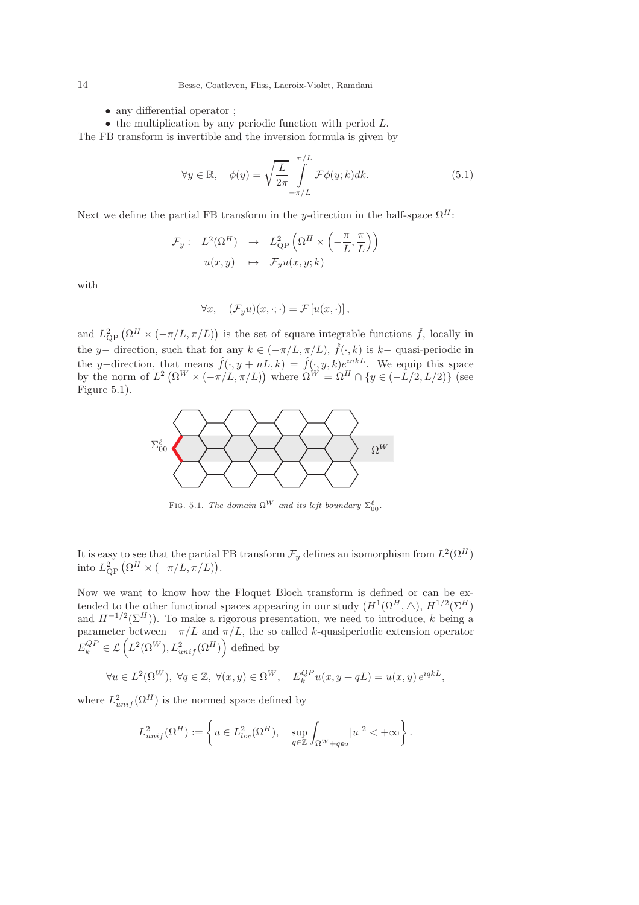- any differential operator ;
- the multiplication by any periodic function with period $L$.

The FB transform is invertible and the inversion formula is given by

$$\forall y \in \mathbb{R}, \quad \phi(y) = \sqrt{\frac{L}{2\pi}} \int_{-\pi/L}^{\pi/L} \mathcal{F}\phi(y;k)dk. \tag{5.1}$$

Next we define the partial FB transform in the $y$-direction in the half-space $\Omega^H$:

$$\begin{array}{rccl} \mathcal{F}_y : & L^2(\Omega^H) & \to & L^2_{\mathrm{QP}}\left(\Omega^H \times \left(-\dfrac{\pi}{L}, \dfrac{\pi}{L}\right)\right) \\ & u(x,y) & \mapsto & \mathcal{F}_y u(x,y;k) \end{array}$$

with

$$\forall x, \quad (\mathcal{F}_y u)(x, \cdot; \cdot) = \mathcal{F}\left[u(x, \cdot)\right],$$

and $L^2_{\mathrm{QP}}\left(\Omega^H \times (-\pi/L, \pi/L)\right)$ is the set of square integrable functions $\hat{f}$, locally in the $y-$ direction, such that for any $k \in (-\pi/L, \pi/L)$, $\hat{f}(\cdot, k)$ is $k-$ quasi-periodic in the $y-$direction, that means $\hat{f}(\cdot, y + nL, k) = \hat{f}(\cdot, y, k)e^{\imath nkL}$. We equip this space by the norm of $L^2\left(\Omega^W \times (-\pi/L, \pi/L)\right)$ where $\Omega^W = \Omega^H \cap \{y \in (-L/2, L/2)\}$ (see Figure 5.1).

FIG. 5.1. *The domain $\Omega^W$ and its left boundary $\Sigma^\ell_{00}$.*

It is easy to see that the partial FB transform $\mathcal{F}_y$ defines an isomorphism from $L^2(\Omega^H)$ into $L^2_{\mathrm{QP}}\left(\Omega^H \times (-\pi/L, \pi/L)\right)$.

Now we want to know how the Floquet Bloch transform is defined or can be extended to the other functional spaces appearing in our study ($H^1(\Omega^H, \triangle)$, $H^{1/2}(\Sigma^H)$ and $H^{-1/2}(\Sigma^H)$). To make a rigorous presentation, we need to introduce, $k$ being a parameter between $-\pi/L$ and $\pi/L$, the so called $k$-quasiperiodic extension operator $E_k^{QP} \in \mathcal{L}\left(L^2(\Omega^W), L^2_{unif}(\Omega^H)\right)$ defined by

$$\forall u \in L^2(\Omega^W),\ \forall q \in \mathbb{Z},\ \forall (x,y) \in \Omega^W, \quad E_k^{QP} u(x, y + qL) = u(x,y)\, e^{\imath qkL},$$

where $L^2_{unif}(\Omega^H)$ is the normed space defined by

$$L^2_{unif}(\Omega^H) := \left\{ u \in L^2_{loc}(\Omega^H), \quad \sup_{q \in \mathbb{Z}} \int_{\Omega^W + q\mathbf{e}_2} |u|^2 < +\infty \right\}.$$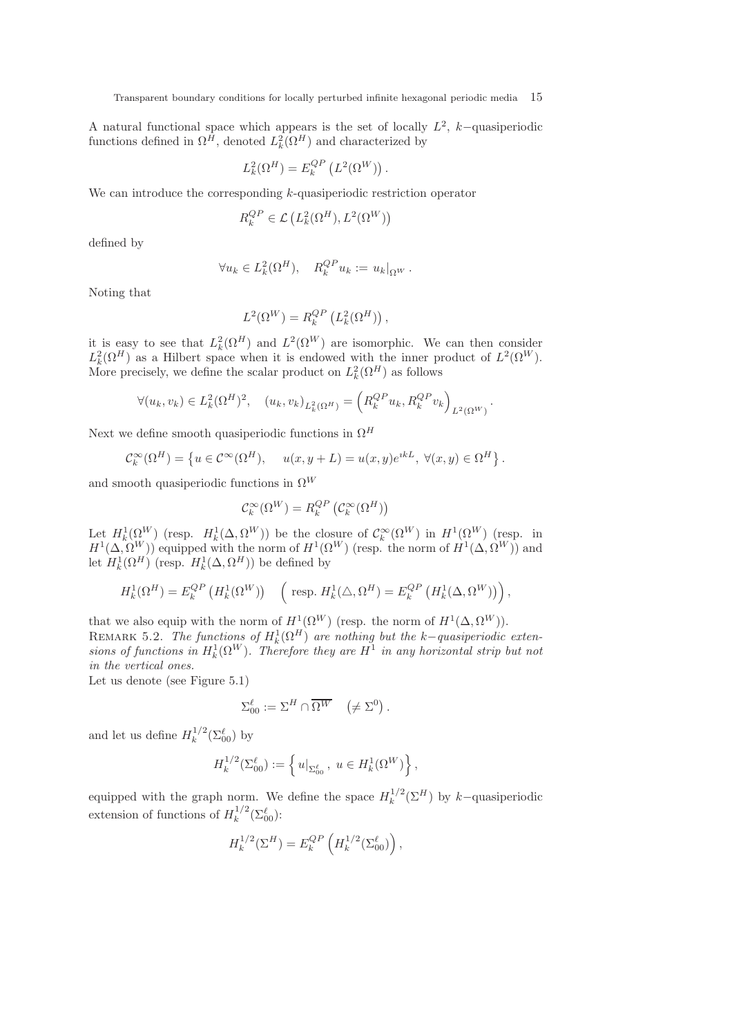A natural functional space which appears is the set of locally $L^2$, $k-$quasiperiodic functions defined in $\Omega^H$, denoted $L^2_k(\Omega^H)$ and characterized by

$$L^2_k(\Omega^H) = E_k^{QP}\left(L^2(\Omega^W)\right).$$

We can introduce the corresponding $k$-quasiperiodic restriction operator

$$R_k^{QP} \in \mathcal{L}\left(L^2_k(\Omega^H), L^2(\Omega^W)\right)$$

defined by

$$\forall u_k \in L^2_k(\Omega^H), \quad R_k^{QP} u_k := u_k|_{\Omega^W}.$$

Noting that

$$L^2(\Omega^W) = R_k^{QP}\left(L^2_k(\Omega^H)\right),$$

it is easy to see that $L^2_k(\Omega^H)$ and $L^2(\Omega^W)$ are isomorphic. We can then consider $L^2_k(\Omega^H)$ as a Hilbert space when it is endowed with the inner product of $L^2(\Omega^W)$. More precisely, we define the scalar product on $L^2_k(\Omega^H)$ as follows

$$\forall (u_k, v_k) \in L^2_k(\Omega^H)^2, \quad (u_k, v_k)_{L^2_k(\Omega^H)} = \left(R_k^{QP} u_k, R_k^{QP} v_k\right)_{L^2(\Omega^W)}.$$

Next we define smooth quasiperiodic functions in $\Omega^H$

$$\mathcal{C}^\infty_k(\Omega^H) = \left\{u \in \mathcal{C}^\infty(\Omega^H), \quad u(x, y+L) = u(x,y)e^{\imath kL}, \ \forall (x,y) \in \Omega^H\right\}.$$

and smooth quasiperiodic functions in $\Omega^W$

$$\mathcal{C}^\infty_k(\Omega^W) = R_k^{QP}\left(\mathcal{C}^\infty_k(\Omega^H)\right)$$

Let $H^1_k(\Omega^W)$ (resp. $H^1_k(\Delta, \Omega^W)$) be the closure of $\mathcal{C}^\infty_k(\Omega^W)$ in $H^1(\Omega^W)$ (resp. in $H^1(\Delta, \Omega^W)$) equipped with the norm of $H^1(\Omega^W)$ (resp. the norm of $H^1(\Delta, \Omega^W)$) and let $H^1_k(\Omega^H)$ (resp. $H^1_k(\Delta, \Omega^H)$) be defined by

$$H^1_k(\Omega^H) = E_k^{QP}\left(H^1_k(\Omega^W)\right) \quad \left(\text{ resp. } H^1_k(\triangle, \Omega^H) = E_k^{QP}\left(H^1_k(\Delta, \Omega^W)\right)\right),$$

that we also equip with the norm of $H^1(\Omega^W)$ (resp. the norm of $H^1(\Delta, \Omega^W)$).

Remark 5.2. *The functions of $H^1_k(\Omega^H)$ are nothing but the $k-$quasiperiodic extensions of functions in $H^1_k(\Omega^W)$. Therefore they are $H^1$ in any horizontal strip but not in the vertical ones.*

Let us denote (see Figure 5.1)

$$\Sigma^\ell_{00} := \Sigma^H \cap \overline{\Omega^W} \quad \left(\neq \Sigma^0\right).$$

and let us define $H^{1/2}_k(\Sigma^\ell_{00})$ by

$$H^{1/2}_k(\Sigma^\ell_{00}) := \left\{ u|_{\Sigma^\ell_{00}}, \ u \in H^1_k(\Omega^W)\right\},$$

equipped with the graph norm. We define the space $H^{1/2}_k(\Sigma^H)$ by $k-$quasiperiodic extension of functions of $H^{1/2}_k(\Sigma^\ell_{00})$:

$$H^{1/2}_k(\Sigma^H) = E_k^{QP}\left(H^{1/2}_k(\Sigma^\ell_{00})\right),$$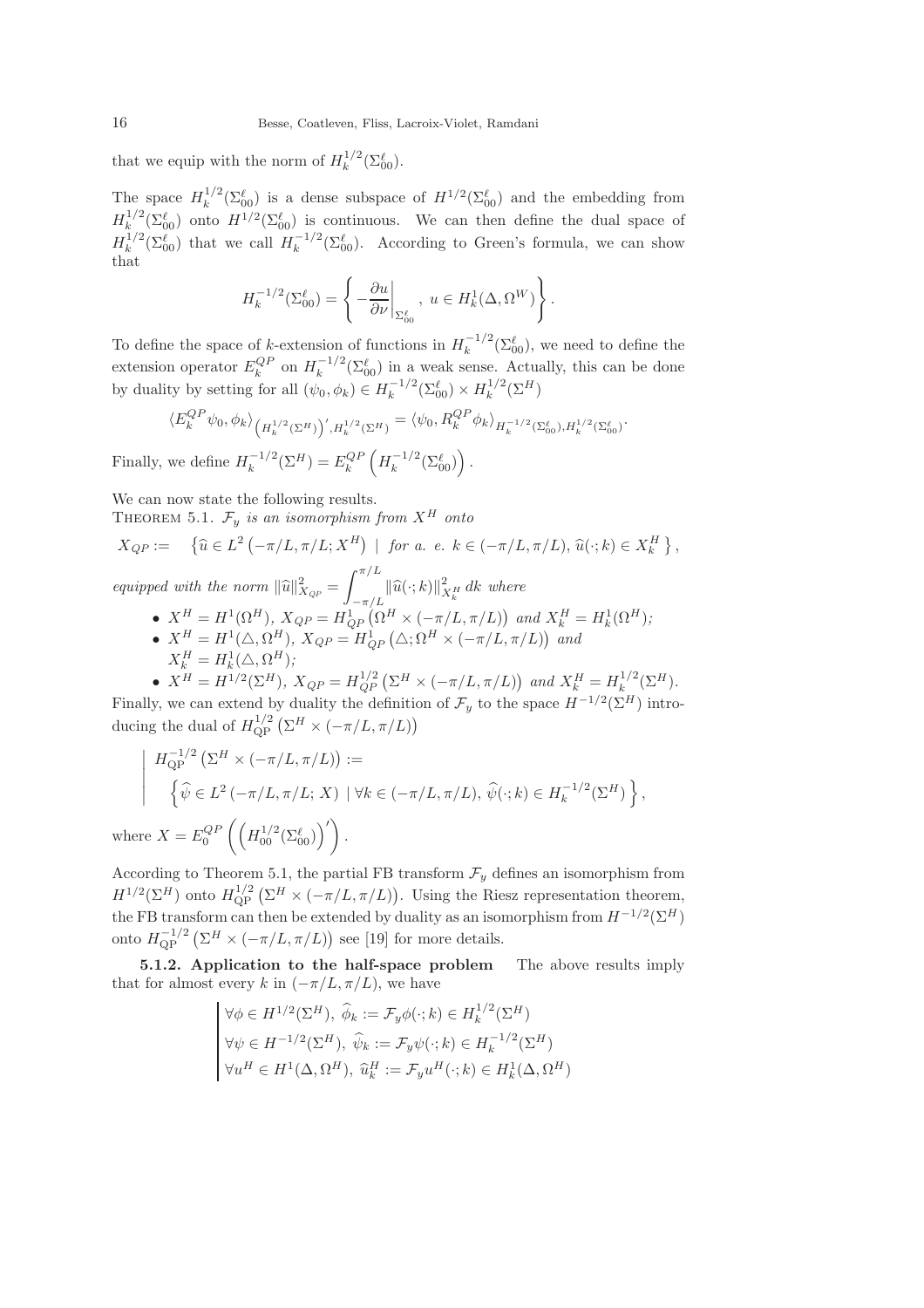that we equip with the norm of $H_k^{1/2}(\Sigma_{00}^\ell)$.

The space $H_k^{1/2}(\Sigma_{00}^\ell)$ is a dense subspace of $H^{1/2}(\Sigma_{00}^\ell)$ and the embedding from $H_k^{1/2}(\Sigma_{00}^\ell)$ onto $H^{1/2}(\Sigma_{00}^\ell)$ is continuous. We can then define the dual space of $H_k^{1/2}(\Sigma_{00}^\ell)$ that we call $H_k^{-1/2}(\Sigma_{00}^\ell)$. According to Green's formula, we can show that

$$
H_k^{-1/2}(\Sigma_{00}^\ell) = \left\{ -\frac{\partial u}{\partial \nu}\Big|_{\Sigma_{00}^\ell},\ u \in H_k^1(\Delta, \Omega^W) \right\}.
$$

To define the space of $k$-extension of functions in $H_k^{-1/2}(\Sigma_{00}^\ell)$, we need to define the extension operator $E_k^{QP}$ on $H_k^{-1/2}(\Sigma_{00}^\ell)$ in a weak sense. Actually, this can be done by duality by setting for all $(\psi_0, \phi_k) \in H_k^{-1/2}(\Sigma_{00}^\ell) \times H_k^{1/2}(\Sigma^H)$

$$
\langle E_k^{QP} \psi_0, \phi_k \rangle_{\left(H_k^{1/2}(\Sigma^H)\right)', H_k^{1/2}(\Sigma^H)} = \langle \psi_0, R_k^{QP} \phi_k \rangle_{H_k^{-1/2}(\Sigma_{00}^\ell), H_k^{1/2}(\Sigma_{00}^\ell)}.
$$

Finally, we define $H_k^{-1/2}(\Sigma^H) = E_k^{QP}\left(H_k^{-1/2}(\Sigma_{00}^\ell)\right)$.

We can now state the following results.

THEOREM 5.1. *$\mathcal{F}_y$ is an isomorphism from $X^H$ onto*

$$
X_{QP} := \left\{ \widehat{u} \in L^2\left(-\pi/L, \pi/L; X^H\right) \mid \text{ for a. e. } k \in (-\pi/L, \pi/L),\ \widehat{u}(\cdot; k) \in X_k^H \right\},
$$

*equipped with the norm* $\|\widehat{u}\|_{X_{QP}}^2 = \displaystyle\int_{-\pi/L}^{\pi/L} \|\widehat{u}(\cdot; k)\|_{X_k^H}^2 \, dk$ *where*

- $X^H = H^1(\Omega^H)$, $X_{QP} = H_{QP}^1\left(\Omega^H \times (-\pi/L, \pi/L)\right)$ *and* $X_k^H = H_k^1(\Omega^H)$;
- $X^H = H^1(\triangle, \Omega^H)$, $X_{QP} = H_{QP}^1\left(\triangle; \Omega^H \times (-\pi/L, \pi/L)\right)$ *and* $X_k^H = H_k^1(\triangle, \Omega^H)$;
- $X^H = H^{1/2}(\Sigma^H)$, $X_{QP} = H_{QP}^{1/2}\left(\Sigma^H \times (-\pi/L, \pi/L)\right)$ *and* $X_k^H = H_k^{1/2}(\Sigma^H)$.

Finally, we can extend by duality the definition of $\mathcal{F}_y$ to the space $H^{-1/2}(\Sigma^H)$ introducing the dual of $H_{\rm QP}^{1/2}\left(\Sigma^H \times (-\pi/L, \pi/L)\right)$

$$
\left| \begin{array}{l} H_{\rm QP}^{-1/2}\left(\Sigma^H \times (-\pi/L, \pi/L)\right) := \\ \quad \left\{ \widehat{\psi} \in L^2\left(-\pi/L, \pi/L; X\right) \mid \forall k \in (-\pi/L, \pi/L),\ \widehat{\psi}(\cdot; k) \in H_k^{-1/2}(\Sigma^H) \right\}, \end{array} \right.
$$

where $X = E_0^{QP}\left(\left(H_{00}^{1/2}(\Sigma_{00}^\ell)\right)'\right)$.

According to Theorem 5.1, the partial FB transform $\mathcal{F}_y$ defines an isomorphism from $H^{1/2}(\Sigma^H)$ onto $H_{\rm QP}^{1/2}\left(\Sigma^H \times (-\pi/L, \pi/L)\right)$. Using the Riesz representation theorem, the FB transform can then be extended by duality as an isomorphism from $H^{-1/2}(\Sigma^H)$ onto $H_{\rm QP}^{-1/2}\left(\Sigma^H \times (-\pi/L, \pi/L)\right)$ see [19] for more details.

**5.1.2. Application to the half-space problem** The above results imply that for almost every $k$ in $(-\pi/L, \pi/L)$, we have

$$
\left| \begin{array}{l} \forall \phi \in H^{1/2}(\Sigma^H),\ \widehat{\phi}_k := \mathcal{F}_y \phi(\cdot; k) \in H_k^{1/2}(\Sigma^H) \\ \forall \psi \in H^{-1/2}(\Sigma^H),\ \widehat{\psi}_k := \mathcal{F}_y \psi(\cdot; k) \in H_k^{-1/2}(\Sigma^H) \\ \forall u^H \in H^1(\Delta, \Omega^H),\ \widehat{u}_k^H := \mathcal{F}_y u^H(\cdot; k) \in H_k^1(\Delta, \Omega^H) \end{array} \right.
$$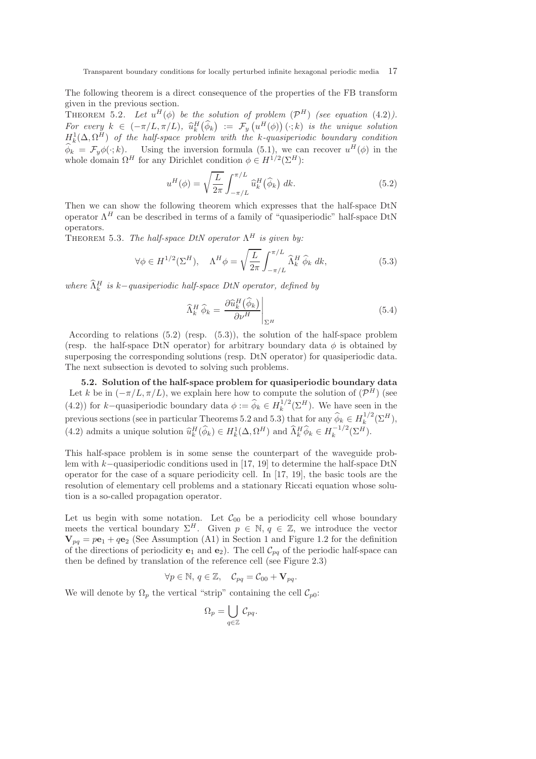The following theorem is a direct consequence of the properties of the FB transform given in the previous section.

Theorem 5.2. *Let $u^H(\phi)$ be the solution of problem $(\mathcal{P}^H)$ (see equation (4.2)). For every $k \in (-\pi/L, \pi/L)$, $\widehat{u}_k^H(\widehat{\phi}_k) := \mathcal{F}_y\left(u^H(\phi)\right)(\cdot; k)$ is the unique solution $H_k^1(\Delta, \Omega^H)$ of the half-space problem with the k-quasiperiodic boundary condition $\widehat{\phi}_k = \mathcal{F}_y\phi(\cdot; k)$.* Using the inversion formula (5.1), we can recover $u^H(\phi)$ in the whole domain $\Omega^H$ for any Dirichlet condition $\phi \in H^{1/2}(\Sigma^H)$:

$$u^H(\phi) = \sqrt{\frac{L}{2\pi}} \int_{-\pi/L}^{\pi/L} \widehat{u}_k^H(\widehat{\phi}_k)\, dk. \tag{5.2}$$

Then we can show the following theorem which expresses that the half-space DtN operator $\Lambda^H$ can be described in terms of a family of "quasiperiodic" half-space DtN operators.

Theorem 5.3. *The half-space DtN operator $\Lambda^H$ is given by:*

$$\forall \phi \in H^{1/2}(\Sigma^H), \quad \Lambda^H \phi = \sqrt{\frac{L}{2\pi}} \int_{-\pi/L}^{\pi/L} \widehat{\Lambda}_k^H\, \widehat{\phi}_k\, dk, \tag{5.3}$$

*where $\widehat{\Lambda}_k^H$ is $k-$quasiperiodic half-space DtN operator, defined by*

$$\widehat{\Lambda}_k^H\, \widehat{\phi}_k = \left.\frac{\partial \widehat{u}_k^H(\widehat{\phi}_k)}{\partial \nu^H}\right|_{\Sigma^H} \tag{5.4}$$

According to relations (5.2) (resp. (5.3)), the solution of the half-space problem (resp. the half-space DtN operator) for arbitrary boundary data $\phi$ is obtained by superposing the corresponding solutions (resp. DtN operator) for quasiperiodic data. The next subsection is devoted to solving such problems.

### 5.2. Solution of the half-space problem for quasiperiodic boundary data

Let $k$ be in $(-\pi/L, \pi/L)$, we explain here how to compute the solution of $(\mathcal{P}^H)$ (see (4.2)) for $k-$quasiperiodic boundary data $\phi := \widehat{\phi}_k \in H_k^{1/2}(\Sigma^H)$. We have seen in the previous sections (see in particular Theorems 5.2 and 5.3) that for any $\widehat{\phi}_k \in H_k^{1/2}(\Sigma^H)$, (4.2) admits a unique solution $\widehat{u}_k^H(\widehat{\phi}_k) \in H_k^1(\Delta, \Omega^H)$ and $\widehat{\Lambda}_k^H \widehat{\phi}_k \in H_k^{-1/2}(\Sigma^H)$.

This half-space problem is in some sense the counterpart of the waveguide problem with $k-$quasiperiodic conditions used in [17, 19] to determine the half-space DtN operator for the case of a square periodicity cell. In [17, 19], the basic tools are the resolution of elementary cell problems and a stationary Riccati equation whose solution is a so-called propagation operator.

Let us begin with some notation. Let $\mathcal{C}_{00}$ be a periodicity cell whose boundary meets the vertical boundary $\Sigma^H$. Given $p \in \mathbb{N}$, $q \in \mathbb{Z}$, we introduce the vector $\mathbf{V}_{pq} = p\mathbf{e}_1 + q\mathbf{e}_2$ (See Assumption (A1) in Section 1 and Figure 1.2 for the definition of the directions of periodicity $\mathbf{e}_1$ and $\mathbf{e}_2$). The cell $\mathcal{C}_{pq}$ of the periodic half-space can then be defined by translation of the reference cell (see Figure 2.3)

$$\forall p \in \mathbb{N},\, q \in \mathbb{Z}, \quad \mathcal{C}_{pq} = \mathcal{C}_{00} + \mathbf{V}_{pq}.$$

We will denote by $\Omega_p$ the vertical "strip" containing the cell $\mathcal{C}_{p0}$:

$$\Omega_p = \bigcup_{q \in \mathbb{Z}} \mathcal{C}_{pq}.$$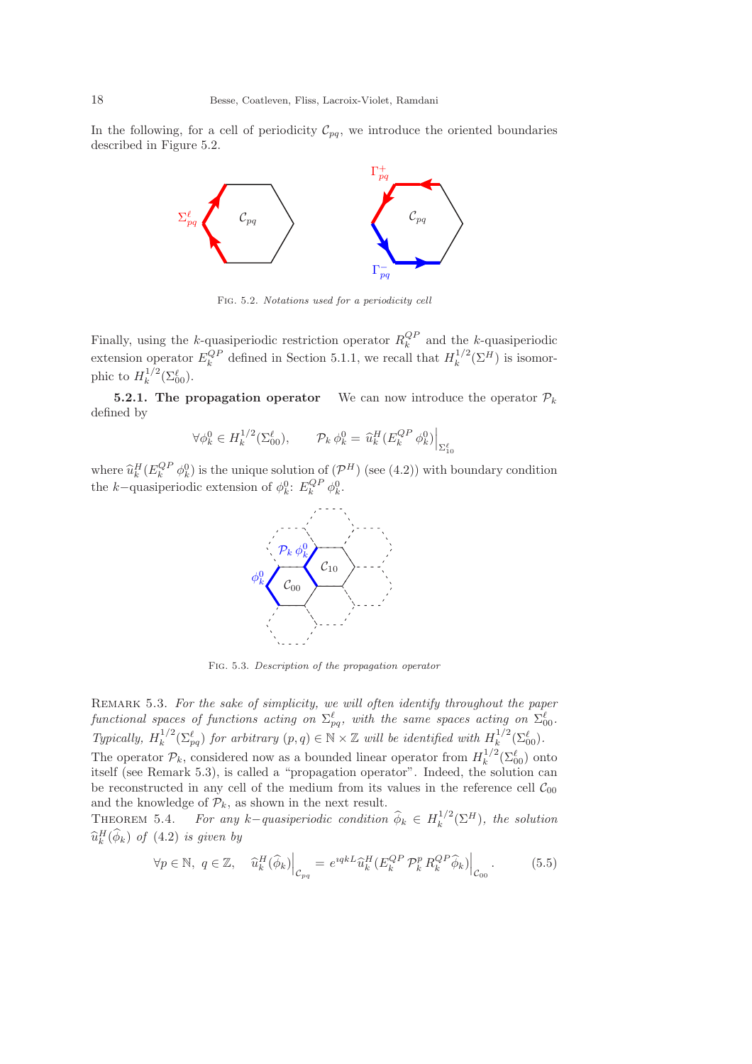In the following, for a cell of periodicity $\mathcal{C}_{pq}$, we introduce the oriented boundaries described in Figure 5.2.

Fig. 5.2. *Notations used for a periodicity cell*

Finally, using the $k$-quasiperiodic restriction operator $R_k^{QP}$ and the $k$-quasiperiodic extension operator $E_k^{QP}$ defined in Section 5.1.1, we recall that $H_k^{1/2}(\Sigma^H)$ is isomorphic to $H_k^{1/2}(\Sigma_{00}^\ell)$.

**5.2.1. The propagation operator** We can now introduce the operator $\mathcal{P}_k$ defined by

$$\forall \phi_k^0 \in H_k^{1/2}(\Sigma_{00}^\ell), \qquad \mathcal{P}_k\, \phi_k^0 = \widehat{u}_k^H(E_k^{QP}\, \phi_k^0)\Big|_{\Sigma_{10}^\ell}$$

where $\widehat{u}_k^H(E_k^{QP}\, \phi_k^0)$ is the unique solution of $(\mathcal{P}^H)$ (see (4.2)) with boundary condition the $k-$quasiperiodic extension of $\phi_k^0$: $E_k^{QP}\, \phi_k^0$.

Fig. 5.3. *Description of the propagation operator*

Remark 5.3. *For the sake of simplicity, we will often identify throughout the paper functional spaces of functions acting on $\Sigma_{pq}^\ell$, with the same spaces acting on $\Sigma_{00}^\ell$. Typically, $H_k^{1/2}(\Sigma_{pq}^\ell)$ for arbitrary $(p,q) \in \mathbb{N}\times\mathbb{Z}$ will be identified with $H_k^{1/2}(\Sigma_{00}^\ell)$.*

The operator $\mathcal{P}_k$, considered now as a bounded linear operator from $H_k^{1/2}(\Sigma_{00}^\ell)$ onto itself (see Remark 5.3), is called a "propagation operator". Indeed, the solution can be reconstructed in any cell of the medium from its values in the reference cell $\mathcal{C}_{00}$ and the knowledge of $\mathcal{P}_k$, as shown in the next result.

Theorem 5.4. *For any $k-$quasiperiodic condition $\widehat{\phi}_k \in H_k^{1/2}(\Sigma^H)$, the solution $\widehat{u}_k^H(\widehat{\phi}_k)$ of (4.2) is given by*

$$\forall p \in \mathbb{N},\ q \in \mathbb{Z}, \quad \widehat{u}_k^H(\widehat{\phi}_k)\Big|_{\mathcal{C}_{pq}} = e^{\imath qkL}\widehat{u}_k^H(E_k^{QP}\, \mathcal{P}_k^p\, R_k^{QP}\widehat{\phi}_k)\Big|_{\mathcal{C}_{00}}. \tag{5.5}$$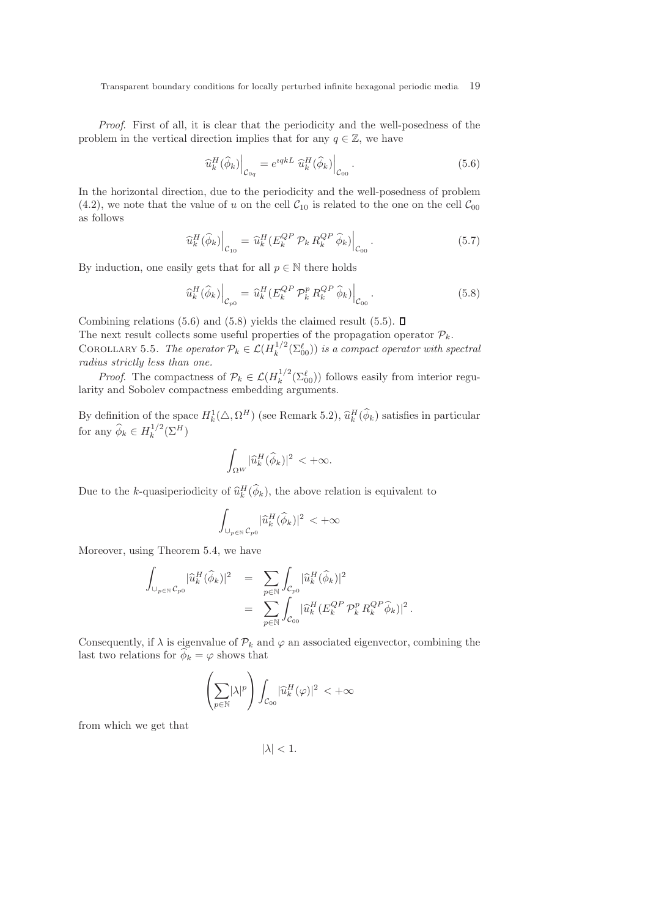*Proof*. First of all, it is clear that the periodicity and the well-posedness of the problem in the vertical direction implies that for any $q \in \mathbb{Z}$, we have

$$\widehat{u}_k^H(\widehat{\phi}_k)\Big|_{\mathcal{C}_{0q}} = e^{\imath qkL}\, \widehat{u}_k^H(\widehat{\phi}_k)\Big|_{\mathcal{C}_{00}}. \tag{5.6}$$

In the horizontal direction, due to the periodicity and the well-posedness of problem (4.2), we note that the value of $u$ on the cell $\mathcal{C}_{10}$ is related to the one on the cell $\mathcal{C}_{00}$ as follows

$$\widehat{u}_k^H(\widehat{\phi}_k)\Big|_{\mathcal{C}_{10}} = \widehat{u}_k^H(E_k^{QP}\, \mathcal{P}_k\, R_k^{QP}\, \widehat{\phi}_k)\Big|_{\mathcal{C}_{00}}. \tag{5.7}$$

By induction, one easily gets that for all $p \in \mathbb{N}$ there holds

$$\widehat{u}_k^H(\widehat{\phi}_k)\Big|_{\mathcal{C}_{p0}} = \widehat{u}_k^H(E_k^{QP}\, \mathcal{P}_k^p\, R_k^{QP}\, \widehat{\phi}_k)\Big|_{\mathcal{C}_{00}}. \tag{5.8}$$

Combining relations (5.6) and (5.8) yields the claimed result (5.5). ∎

The next result collects some useful properties of the propagation operator $\mathcal{P}_k$.

COROLLARY 5.5. *The operator $\mathcal{P}_k \in \mathcal{L}(H_k^{1/2}(\Sigma_{00}^\ell))$ is a compact operator with spectral radius strictly less than one.*

*Proof*. The compactness of $\mathcal{P}_k \in \mathcal{L}(H_k^{1/2}(\Sigma_{00}^\ell))$ follows easily from interior regularity and Sobolev compactness embedding arguments.

By definition of the space $H_k^1(\triangle, \Omega^H)$ (see Remark 5.2), $\widehat{u}_k^H(\widehat{\phi}_k)$ satisfies in particular for any $\widehat{\phi}_k \in H_k^{1/2}(\Sigma^H)$

$$\int_{\Omega^W} |\widehat{u}_k^H(\widehat{\phi}_k)|^2 < +\infty.$$

Due to the $k$-quasiperiodicity of $\widehat{u}_k^H(\widehat{\phi}_k)$, the above relation is equivalent to

$$\int_{\cup_{p\in\mathbb{N}} \mathcal{C}_{p0}} |\widehat{u}_k^H(\widehat{\phi}_k)|^2 < +\infty$$

Moreover, using Theorem 5.4, we have

$$\begin{aligned}
\int_{\cup_{p\in\mathbb{N}} \mathcal{C}_{p0}} |\widehat{u}_k^H(\widehat{\phi}_k)|^2 &= \sum_{p\in\mathbb{N}} \int_{\mathcal{C}_{p0}} |\widehat{u}_k^H(\widehat{\phi}_k)|^2 \\
&= \sum_{p\in\mathbb{N}} \int_{\mathcal{C}_{00}} |\widehat{u}_k^H(E_k^{QP}\, \mathcal{P}_k^p\, R_k^{QP} \widehat{\phi}_k)|^2 .
\end{aligned}$$

Consequently, if $\lambda$ is eigenvalue of $\mathcal{P}_k$ and $\varphi$ an associated eigenvector, combining the last two relations for $\widehat{\phi}_k = \varphi$ shows that

$$\left(\sum_{p\in\mathbb{N}} |\lambda|^p\right) \int_{\mathcal{C}_{00}} |\widehat{u}_k^H(\varphi)|^2 < +\infty$$

from which we get that

$$|\lambda| < 1.$$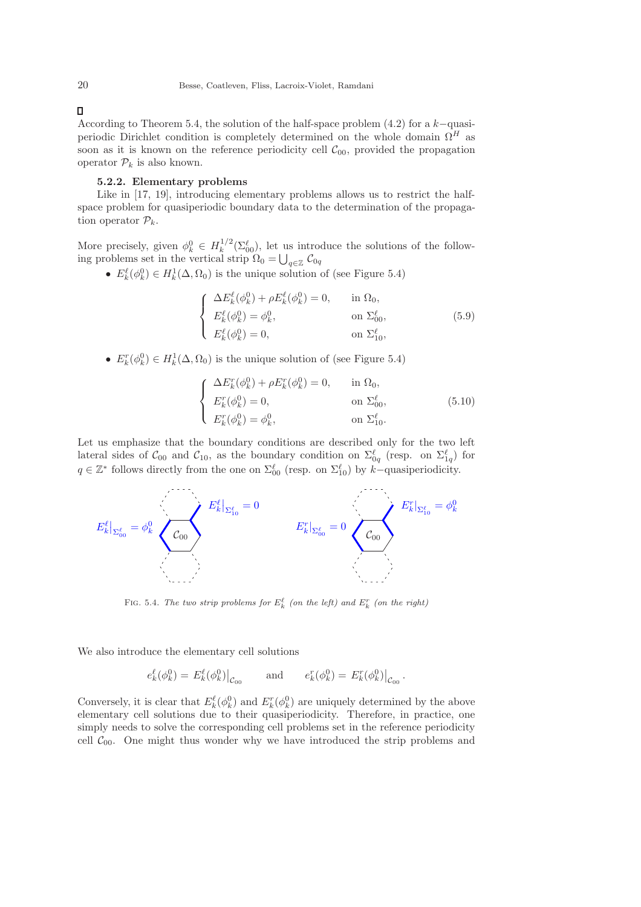□

According to Theorem 5.4, the solution of the half-space problem (4.2) for a $k-$quasi-periodic Dirichlet condition is completely determined on the whole domain $\Omega^H$ as soon as it is known on the reference periodicity cell $\mathcal{C}_{00}$, provided the propagation operator $\mathcal{P}_k$ is also known.

### 5.2.2. Elementary problems

Like in [17, 19], introducing elementary problems allows us to restrict the half-space problem for quasiperiodic boundary data to the determination of the propagation operator $\mathcal{P}_k$.

More precisely, given $\phi_k^0 \in H_k^{1/2}(\Sigma_{00}^\ell)$, let us introduce the solutions of the following problems set in the vertical strip $\Omega_0 = \bigcup_{q \in \mathbb{Z}} \mathcal{C}_{0q}$

- $E_k^\ell(\phi_k^0) \in H_k^1(\Delta, \Omega_0)$ is the unique solution of (see Figure 5.4)

$$\left\{ \begin{array}{ll} \Delta E_k^\ell(\phi_k^0) + \rho E_k^\ell(\phi_k^0) = 0, & \text{in } \Omega_0, \\ E_k^\ell(\phi_k^0) = \phi_k^0, & \text{on } \Sigma_{00}^\ell, \\ E_k^\ell(\phi_k^0) = 0, & \text{on } \Sigma_{10}^\ell, \end{array} \right. \tag{5.9}$$

- $E_k^r(\phi_k^0) \in H_k^1(\Delta, \Omega_0)$ is the unique solution of (see Figure 5.4)

$$\left\{ \begin{array}{ll} \Delta E_k^r(\phi_k^0) + \rho E_k^r(\phi_k^0) = 0, & \text{in } \Omega_0, \\ E_k^r(\phi_k^0) = 0, & \text{on } \Sigma_{00}^\ell, \\ E_k^r(\phi_k^0) = \phi_k^0, & \text{on } \Sigma_{10}^\ell. \end{array} \right. \tag{5.10}$$

Let us emphasize that the boundary conditions are described only for the two left lateral sides of $\mathcal{C}_{00}$ and $\mathcal{C}_{10}$, as the boundary condition on $\Sigma_{0q}^\ell$ (resp. on $\Sigma_{1q}^\ell$) for $q \in \mathbb{Z}^*$ follows directly from the one on $\Sigma_{00}^\ell$ (resp. on $\Sigma_{10}^\ell$) by $k-$quasiperiodicity.

$E_k^\ell|_{\Sigma_{00}^\ell} = \phi_k^0$, $E_k^\ell|_{\Sigma_{10}^\ell} = 0$, $\mathcal{C}_{00}$ $\qquad$ $E_k^r|_{\Sigma_{00}^\ell} = 0$, $E_k^r|_{\Sigma_{10}^\ell} = \phi_k^0$, $\mathcal{C}_{00}$

Fig. 5.4. *The two strip problems for $E_k^\ell$ (on the left) and $E_k^r$ (on the right)*

We also introduce the elementary cell solutions

$$e_k^\ell(\phi_k^0) = E_k^\ell(\phi_k^0)\big|_{\mathcal{C}_{00}} \qquad \text{and} \qquad e_k^r(\phi_k^0) = E_k^r(\phi_k^0)\big|_{\mathcal{C}_{00}}.$$

Conversely, it is clear that $E_k^\ell(\phi_k^0)$ and $E_k^r(\phi_k^0)$ are uniquely determined by the above elementary cell solutions due to their quasiperiodicity. Therefore, in practice, one simply needs to solve the corresponding cell problems set in the reference periodicity cell $\mathcal{C}_{00}$. One might thus wonder why we have introduced the strip problems and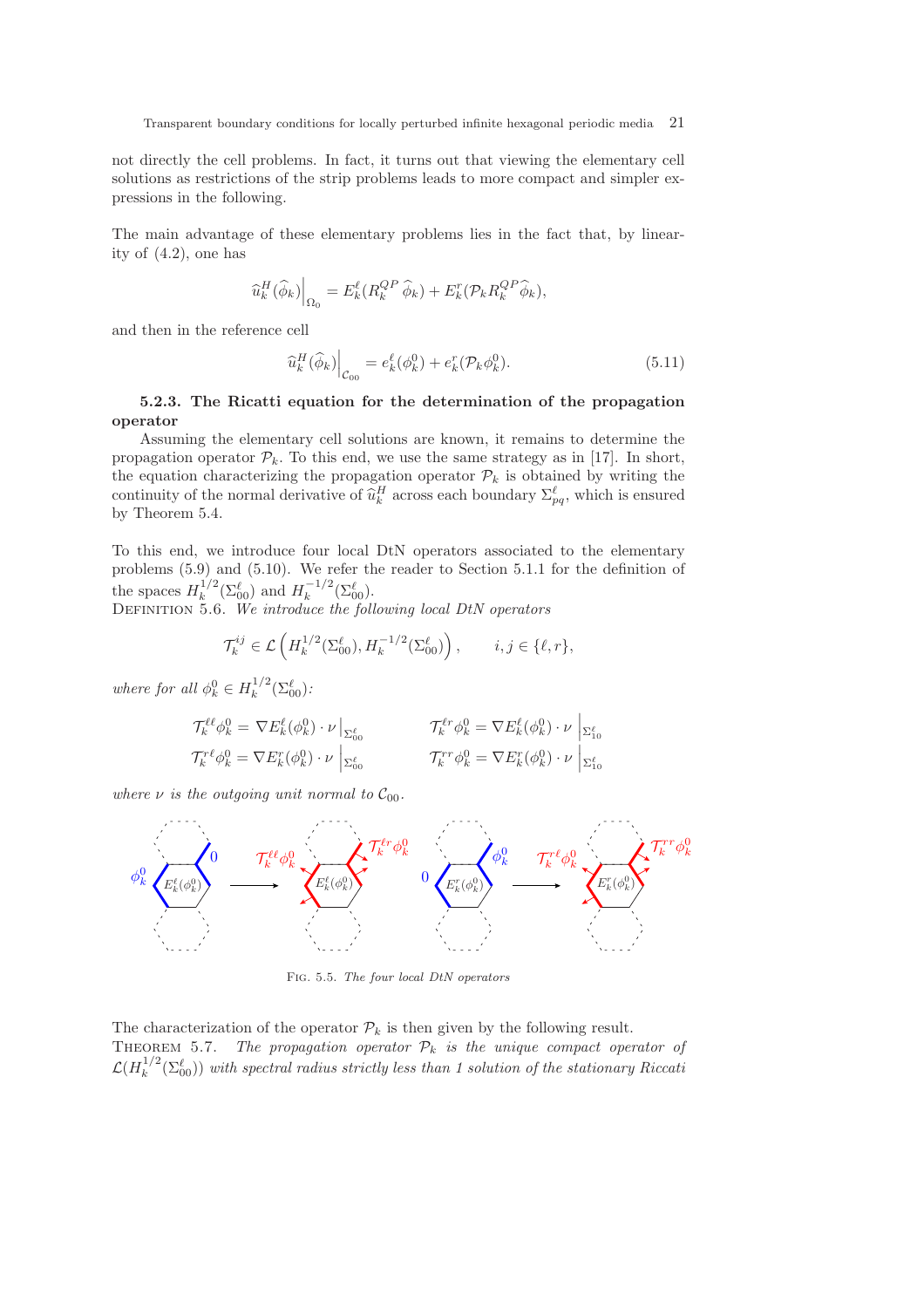not directly the cell problems. In fact, it turns out that viewing the elementary cell solutions as restrictions of the strip problems leads to more compact and simpler expressions in the following.

The main advantage of these elementary problems lies in the fact that, by linearity of (4.2), one has

$$\widehat{u}_k^H(\widehat{\phi}_k)\Big|_{\Omega_0} = E_k^\ell(R_k^{QP}\,\widehat{\phi}_k) + E_k^r(\mathcal{P}_k R_k^{QP}\widehat{\phi}_k),$$

and then in the reference cell

$$\widehat{u}_k^H(\widehat{\phi}_k)\Big|_{\mathcal{C}_{00}} = e_k^\ell(\phi_k^0) + e_k^r(\mathcal{P}_k\phi_k^0). \tag{5.11}$$

### 5.2.3. The Riccati equation for the determination of the propagation operator

Assuming the elementary cell solutions are known, it remains to determine the propagation operator $\mathcal{P}_k$. To this end, we use the same strategy as in [17]. In short, the equation characterizing the propagation operator $\mathcal{P}_k$ is obtained by writing the continuity of the normal derivative of $\widehat{u}_k^H$ across each boundary $\Sigma_{pq}^\ell$, which is ensured by Theorem 5.4.

To this end, we introduce four local DtN operators associated to the elementary problems (5.9) and (5.10). We refer the reader to Section 5.1.1 for the definition of the spaces $H_k^{1/2}(\Sigma_{00}^\ell)$ and $H_k^{-1/2}(\Sigma_{00}^\ell)$.

Definition 5.6. *We introduce the following local DtN operators*

$$\mathcal{T}_k^{ij} \in \mathcal{L}\left(H_k^{1/2}(\Sigma_{00}^\ell), H_k^{-1/2}(\Sigma_{00}^\ell)\right), \qquad i,j\in\{\ell,r\},$$

*where for all* $\phi_k^0 \in H_k^{1/2}(\Sigma_{00}^\ell)$*:*

$$\mathcal{T}_k^{\ell\ell}\phi_k^0 = \nabla E_k^\ell(\phi_k^0)\cdot\nu\,\Big|_{\Sigma_{00}^\ell} \qquad \mathcal{T}_k^{\ell r}\phi_k^0 = \nabla E_k^\ell(\phi_k^0)\cdot\nu\,\Big|_{\Sigma_{10}^\ell}$$

$$\mathcal{T}_k^{r\ell}\phi_k^0 = \nabla E_k^r(\phi_k^0)\cdot\nu\,\Big|_{\Sigma_{00}^\ell} \qquad \mathcal{T}_k^{rr}\phi_k^0 = \nabla E_k^r(\phi_k^0)\cdot\nu\,\Big|_{\Sigma_{10}^\ell}$$

*where* $\nu$ *is the outgoing unit normal to* $\mathcal{C}_{00}$.

Fig. 5.5. *The four local DtN operators*

The characterization of the operator $\mathcal{P}_k$ is then given by the following result.

Theorem 5.7. *The propagation operator* $\mathcal{P}_k$ *is the unique compact operator of* $\mathcal{L}(H_k^{1/2}(\Sigma_{00}^\ell))$ *with spectral radius strictly less than 1 solution of the stationary Riccati*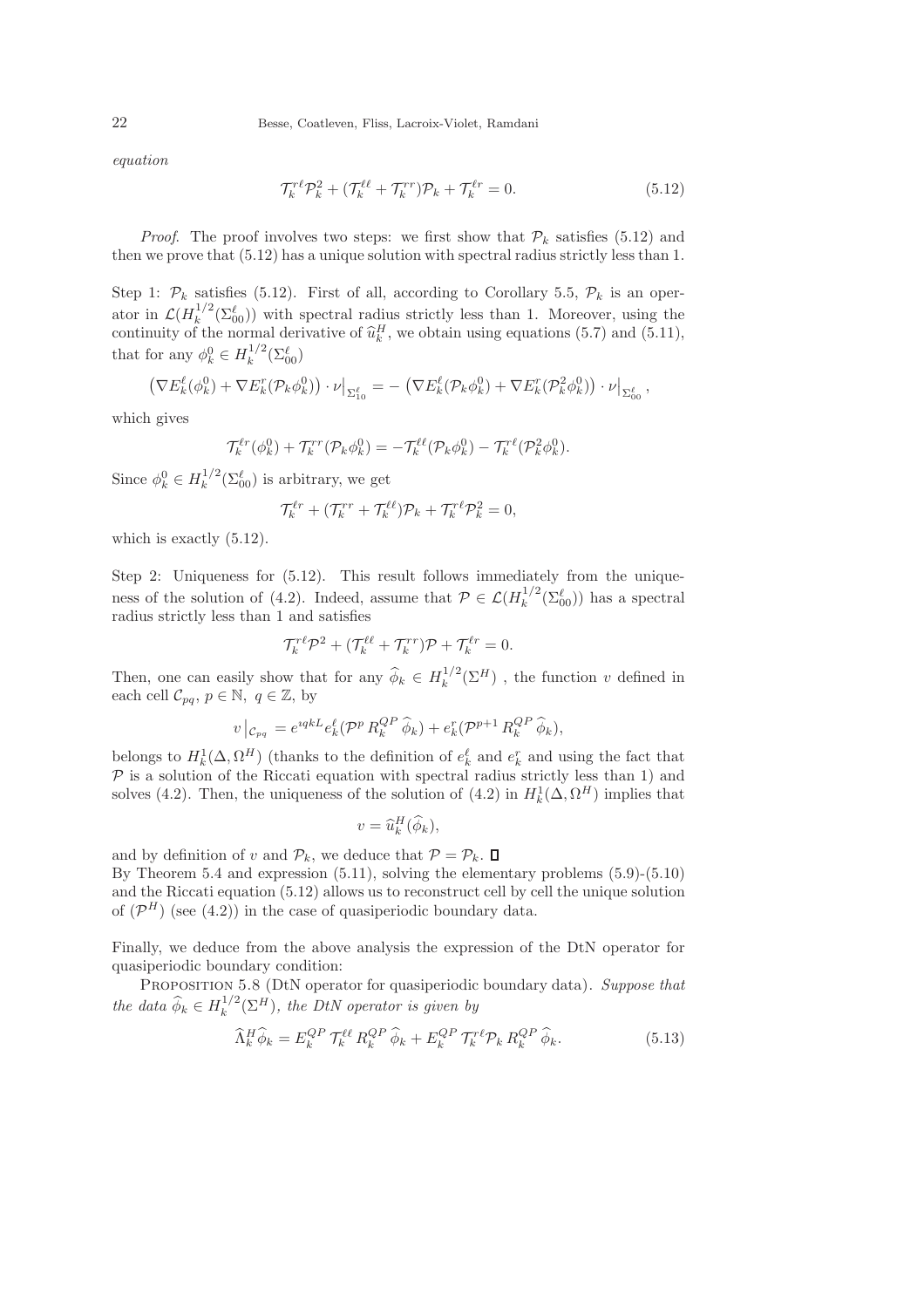*equation*

$$\mathcal{T}_k^{r\ell}\mathcal{P}_k^2 + (\mathcal{T}_k^{\ell\ell} + \mathcal{T}_k^{rr})\mathcal{P}_k + \mathcal{T}_k^{\ell r} = 0. \tag{5.12}$$

*Proof.* The proof involves two steps: we first show that $\mathcal{P}_k$ satisfies (5.12) and then we prove that (5.12) has a unique solution with spectral radius strictly less than 1.

Step 1: $\mathcal{P}_k$ satisfies (5.12). First of all, according to Corollary 5.5, $\mathcal{P}_k$ is an operator in $\mathcal{L}(H_k^{1/2}(\Sigma_{00}^\ell))$ with spectral radius strictly less than 1. Moreover, using the continuity of the normal derivative of $\widehat{u}_k^H$, we obtain using equations (5.7) and (5.11), that for any $\phi_k^0 \in H_k^{1/2}(\Sigma_{00}^\ell)$

$$\left(\nabla E_k^\ell(\phi_k^0) + \nabla E_k^r(\mathcal{P}_k\phi_k^0)\right)\cdot\nu\big|_{\Sigma_{10}^\ell} = -\left(\nabla E_k^\ell(\mathcal{P}_k\phi_k^0) + \nabla E_k^r(\mathcal{P}_k^2\phi_k^0)\right)\cdot\nu\big|_{\Sigma_{00}^\ell},$$

which gives

$$\mathcal{T}_k^{\ell r}(\phi_k^0) + \mathcal{T}_k^{rr}(\mathcal{P}_k\phi_k^0) = -\mathcal{T}_k^{\ell\ell}(\mathcal{P}_k\phi_k^0) - \mathcal{T}_k^{r\ell}(\mathcal{P}_k^2\phi_k^0).$$

Since $\phi_k^0 \in H_k^{1/2}(\Sigma_{00}^\ell)$ is arbitrary, we get

$$\mathcal{T}_k^{\ell r} + (\mathcal{T}_k^{rr} + \mathcal{T}_k^{\ell\ell})\mathcal{P}_k + \mathcal{T}_k^{r\ell}\mathcal{P}_k^2 = 0,$$

which is exactly (5.12).

Step 2: Uniqueness for (5.12). This result follows immediately from the uniqueness of the solution of (4.2). Indeed, assume that $\mathcal{P} \in \mathcal{L}(H_k^{1/2}(\Sigma_{00}^\ell))$ has a spectral radius strictly less than 1 and satisfies

$$\mathcal{T}_k^{r\ell}\mathcal{P}^2 + (\mathcal{T}_k^{\ell\ell} + \mathcal{T}_k^{rr})\mathcal{P} + \mathcal{T}_k^{\ell r} = 0.$$

Then, one can easily show that for any $\widehat{\phi}_k \in H_k^{1/2}(\Sigma^H)$ , the function $v$ defined in each cell $\mathcal{C}_{pq}$, $p \in \mathbb{N}$, $q \in \mathbb{Z}$, by

$$v\big|_{\mathcal{C}_{pq}} = e^{\imath qkL} e_k^\ell(\mathcal{P}^p\, R_k^{QP}\,\widehat{\phi}_k) + e_k^r(\mathcal{P}^{p+1}\, R_k^{QP}\,\widehat{\phi}_k),$$

belongs to $H_k^1(\Delta, \Omega^H)$ (thanks to the definition of $e_k^\ell$ and $e_k^r$ and using the fact that $\mathcal{P}$ is a solution of the Riccati equation with spectral radius strictly less than 1) and solves (4.2). Then, the uniqueness of the solution of (4.2) in $H_k^1(\Delta, \Omega^H)$ implies that

$$v = \widehat{u}_k^H(\widehat{\phi}_k),$$

and by definition of $v$ and $\mathcal{P}_k$, we deduce that $\mathcal{P} = \mathcal{P}_k$. ∎

By Theorem 5.4 and expression (5.11), solving the elementary problems (5.9)-(5.10) and the Riccati equation (5.12) allows us to reconstruct cell by cell the unique solution of $(\mathcal{P}^H)$ (see (4.2)) in the case of quasiperiodic boundary data.

Finally, we deduce from the above analysis the expression of the DtN operator for quasiperiodic boundary condition:

Proposition 5.8 (DtN operator for quasiperiodic boundary data). *Suppose that the data $\widehat{\phi}_k \in H_k^{1/2}(\Sigma^H)$, the DtN operator is given by*

$$\widehat{\Lambda}_k^H\widehat{\phi}_k = E_k^{QP}\,\mathcal{T}_k^{\ell\ell}\,R_k^{QP}\,\widehat{\phi}_k + E_k^{QP}\,\mathcal{T}_k^{r\ell}\mathcal{P}_k\,R_k^{QP}\,\widehat{\phi}_k. \tag{5.13}$$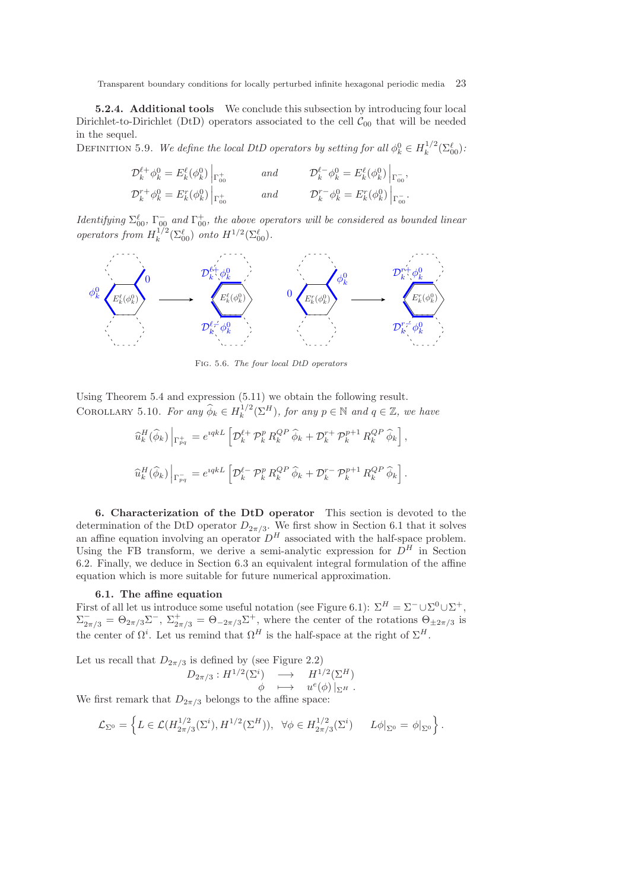**5.2.4. Additional tools** We conclude this subsection by introducing four local Dirichlet-to-Dirichlet (DtD) operators associated to the cell $\mathcal{C}_{00}$ that will be needed in the sequel.

Definition 5.9. *We define the local DtD operators by setting for all $\phi_k^0 \in H_k^{1/2}(\Sigma_{00}^\ell)$:*

$$\mathcal{D}_k^{\ell+}\phi_k^0 = E_k^\ell(\phi_k^0)\Big|_{\Gamma_{00}^+} \qquad \text{and} \qquad \mathcal{D}_k^{\ell-}\phi_k^0 = E_k^\ell(\phi_k^0)\Big|_{\Gamma_{00}^-},$$

$$\mathcal{D}_k^{r+}\phi_k^0 = E_k^r(\phi_k^0)\Big|_{\Gamma_{00}^+} \qquad \text{and} \qquad \mathcal{D}_k^{r-}\phi_k^0 = E_k^r(\phi_k^0)\Big|_{\Gamma_{00}^-}.$$

*Identifying $\Sigma_{00}^\ell$, $\Gamma_{00}^-$ and $\Gamma_{00}^+$, the above operators will be considered as bounded linear operators from $H_k^{1/2}(\Sigma_{00}^\ell)$ onto $H^{1/2}(\Sigma_{00}^\ell)$.*

Fig. 5.6. *The four local DtD operators*

Using Theorem 5.4 and expression (5.11) we obtain the following result.

Corollary 5.10. *For any $\widehat{\phi}_k \in H_k^{1/2}(\Sigma^H)$, for any $p \in \mathbb{N}$ and $q \in \mathbb{Z}$, we have*

$$\widehat{u}_k^H(\widehat{\phi}_k)\Big|_{\Gamma_{pq}^+} = e^{\imath qkL}\left[\mathcal{D}_k^{\ell+}\,\mathcal{P}_k^p\,R_k^{QP}\,\widehat{\phi}_k + \mathcal{D}_k^{r+}\,\mathcal{P}_k^{p+1}\,R_k^{QP}\,\widehat{\phi}_k\right],$$

$$\widehat{u}_k^H(\widehat{\phi}_k)\Big|_{\Gamma_{pq}^-} = e^{\imath qkL}\left[\mathcal{D}_k^{\ell-}\,\mathcal{P}_k^p\,R_k^{QP}\,\widehat{\phi}_k + \mathcal{D}_k^{r-}\,\mathcal{P}_k^{p+1}\,R_k^{QP}\,\widehat{\phi}_k\right].$$

## 6. Characterization of the DtD operator

This section is devoted to the determination of the DtD operator $D_{2\pi/3}$. We first show in Section 6.1 that it solves an affine equation involving an operator $D^H$ associated with the half-space problem. Using the FB transform, we derive a semi-analytic expression for $D^H$ in Section 6.2. Finally, we deduce in Section 6.3 an equivalent integral formulation of the affine equation which is more suitable for future numerical approximation.

### 6.1. The affine equation

First of all let us introduce some useful notation (see Figure 6.1): $\Sigma^H = \Sigma^- \cup \Sigma^0 \cup \Sigma^+$, $\Sigma_{2\pi/3}^- = \Theta_{2\pi/3}\Sigma^-$, $\Sigma_{2\pi/3}^+ = \Theta_{-2\pi/3}\Sigma^+$, where the center of the rotations $\Theta_{\pm 2\pi/3}$ is the center of $\Omega^i$. Let us remind that $\Omega^H$ is the half-space at the right of $\Sigma^H$.

Let us recall that $D_{2\pi/3}$ is defined by (see Figure 2.2)

$$\begin{array}{rccc} D_{2\pi/3} : & H^{1/2}(\Sigma^i) & \longrightarrow & H^{1/2}(\Sigma^H) \\ & \phi & \longmapsto & u^e(\phi)\,|_{\Sigma^H}\;. \end{array}$$

We first remark that $D_{2\pi/3}$ belongs to the affine space:

$$\mathcal{L}_{\Sigma^0} = \left\{ L \in \mathcal{L}(H_{2\pi/3}^{1/2}(\Sigma^i), H^{1/2}(\Sigma^H)),\;\; \forall \phi \in H_{2\pi/3}^{1/2}(\Sigma^i) \qquad L\phi|_{\Sigma^0} = \phi|_{\Sigma^0} \right\}.$$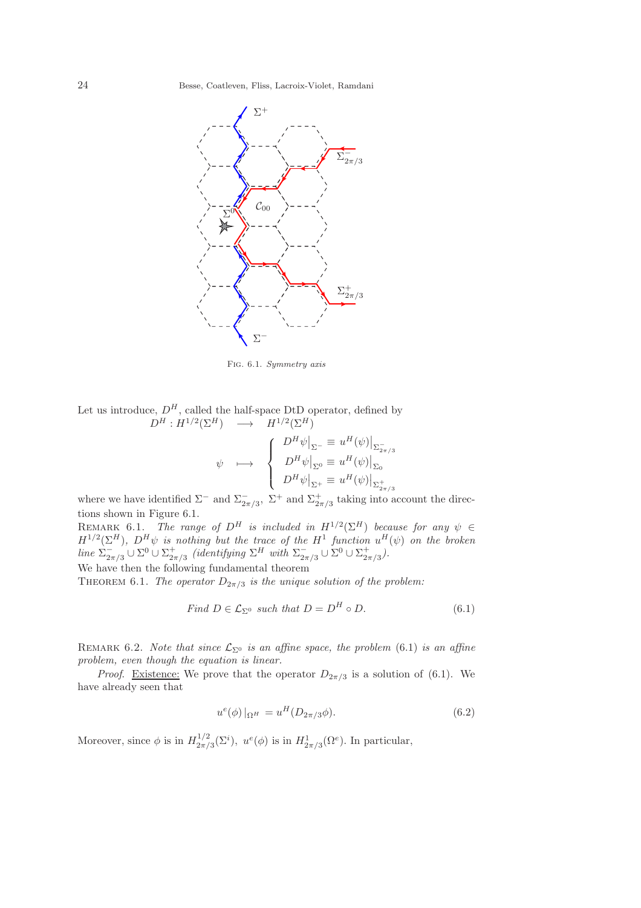Fig. 6.1. *Symmetry axis*

Let us introduce, $D^H$, called the half-space DtD operator, defined by

$$
\begin{array}{rcl}
D^H : H^{1/2}(\Sigma^H) & \longrightarrow & H^{1/2}(\Sigma^H) \\
\psi & \longmapsto & \left\{ \begin{array}{l} D^H \psi\big|_{\Sigma^-} \equiv u^H(\psi)\big|_{\Sigma^-_{2\pi/3}} \\ D^H \psi\big|_{\Sigma^0} \equiv u^H(\psi)\big|_{\Sigma_0} \\ D^H \psi\big|_{\Sigma^+} \equiv u^H(\psi)\big|_{\Sigma^+_{2\pi/3}} \end{array} \right.
\end{array}
$$

where we have identified $\Sigma^-$ and $\Sigma^-_{2\pi/3}$, $\Sigma^+$ and $\Sigma^+_{2\pi/3}$ taking into account the directions shown in Figure 6.1.

Remark 6.1. *The range of $D^H$ is included in $H^{1/2}(\Sigma^H)$ because for any $\psi \in H^{1/2}(\Sigma^H)$, $D^H\psi$ is nothing but the trace of the $H^1$ function $u^H(\psi)$ on the broken line $\Sigma^-_{2\pi/3} \cup \Sigma^0 \cup \Sigma^+_{2\pi/3}$ (identifying $\Sigma^H$ with $\Sigma^-_{2\pi/3} \cup \Sigma^0 \cup \Sigma^+_{2\pi/3}$).*

We have then the following fundamental theorem

Theorem 6.1. *The operator $D_{2\pi/3}$ is the unique solution of the problem:*

$$
\textit{Find } D \in \mathcal{L}_{\Sigma^0} \textit{ such that } D = D^H \circ D. \tag{6.1}
$$

Remark 6.2. *Note that since $\mathcal{L}_{\Sigma^0}$ is an affine space, the problem (6.1) is an affine problem, even though the equation is linear.*

*Proof.* Existence: We prove that the operator $D_{2\pi/3}$ is a solution of (6.1). We have already seen that

$$
u^e(\phi)\,|_{\Omega^H} = u^H(D_{2\pi/3}\phi). \tag{6.2}
$$

Moreover, since $\phi$ is in $H^{1/2}_{2\pi/3}(\Sigma^i)$, $u^e(\phi)$ is in $H^1_{2\pi/3}(\Omega^e)$. In particular,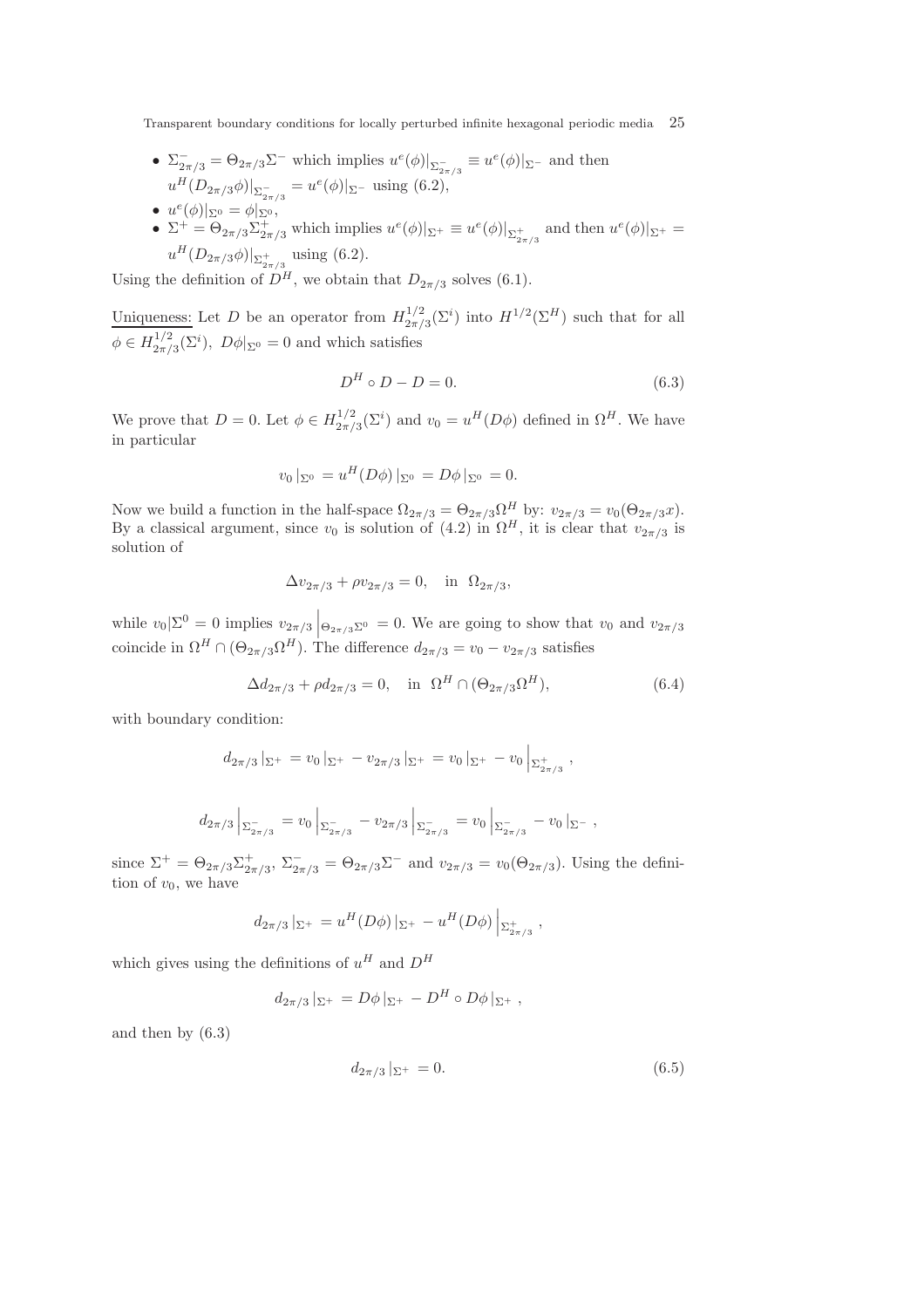- $\Sigma^-_{2\pi/3} = \Theta_{2\pi/3}\Sigma^-$ which implies $u^e(\phi)|_{\Sigma^-_{2\pi/3}} \equiv u^e(\phi)|_{\Sigma^-}$ and then $u^H(D_{2\pi/3}\phi)|_{\Sigma^-_{2\pi/3}} = u^e(\phi)|_{\Sigma^-}$ using (6.2),
- $u^e(\phi)|_{\Sigma^0} = \phi|_{\Sigma^0}$,
- $\Sigma^+ = \Theta_{2\pi/3}\Sigma^+_{2\pi/3}$ which implies $u^e(\phi)|_{\Sigma^+} \equiv u^e(\phi)|_{\Sigma^+_{2\pi/3}}$ and then $u^e(\phi)|_{\Sigma^+} = u^H(D_{2\pi/3}\phi)|_{\Sigma^+_{2\pi/3}}$ using (6.2).

Using the definition of $D^H$, we obtain that $D_{2\pi/3}$ solves (6.1).

Uniqueness: Let $D$ be an operator from $H^{1/2}_{2\pi/3}(\Sigma^i)$ into $H^{1/2}(\Sigma^H)$ such that for all $\phi \in H^{1/2}_{2\pi/3}(\Sigma^i)$, $D\phi|_{\Sigma^0} = 0$ and which satisfies

$$D^H \circ D - D = 0. \tag{6.3}$$

We prove that $D = 0$. Let $\phi \in H^{1/2}_{2\pi/3}(\Sigma^i)$ and $v_0 = u^H(D\phi)$ defined in $\Omega^H$. We have in particular

$$v_0\,|_{\Sigma^0} = u^H(D\phi)\,|_{\Sigma^0} = D\phi\,|_{\Sigma^0} = 0.$$

Now we build a function in the half-space $\Omega_{2\pi/3} = \Theta_{2\pi/3}\Omega^H$ by: $v_{2\pi/3} = v_0(\Theta_{2\pi/3}x)$. By a classical argument, since $v_0$ is solution of (4.2) in $\Omega^H$, it is clear that $v_{2\pi/3}$ is solution of

$$\Delta v_{2\pi/3} + \rho v_{2\pi/3} = 0, \quad \text{in } \Omega_{2\pi/3},$$

while $v_0|\Sigma^0 = 0$ implies $v_{2\pi/3}\Big|_{\Theta_{2\pi/3}\Sigma^0} = 0$. We are going to show that $v_0$ and $v_{2\pi/3}$ coincide in $\Omega^H \cap (\Theta_{2\pi/3}\Omega^H)$. The difference $d_{2\pi/3} = v_0 - v_{2\pi/3}$ satisfies

$$\Delta d_{2\pi/3} + \rho d_{2\pi/3} = 0, \quad \text{in } \Omega^H \cap (\Theta_{2\pi/3}\Omega^H), \tag{6.4}$$

with boundary condition:

$$d_{2\pi/3}\,|_{\Sigma^+} = v_0\,|_{\Sigma^+} - v_{2\pi/3}\,|_{\Sigma^+} = v_0\,|_{\Sigma^+} - v_0\,\Big|_{\Sigma^+_{2\pi/3}},$$

$$d_{2\pi/3}\,\Big|_{\Sigma^-_{2\pi/3}} = v_0\,\Big|_{\Sigma^-_{2\pi/3}} - v_{2\pi/3}\,\Big|_{\Sigma^-_{2\pi/3}} = v_0\,\Big|_{\Sigma^-_{2\pi/3}} - v_0\,|_{\Sigma^-},$$

since $\Sigma^+ = \Theta_{2\pi/3}\Sigma^+_{2\pi/3}$, $\Sigma^-_{2\pi/3} = \Theta_{2\pi/3}\Sigma^-$ and $v_{2\pi/3} = v_0(\Theta_{2\pi/3})$. Using the definition of $v_0$, we have

$$d_{2\pi/3}\,|_{\Sigma^+} = u^H(D\phi)\,|_{\Sigma^+} - u^H(D\phi)\,\Big|_{\Sigma^+_{2\pi/3}},$$

which gives using the definitions of $u^H$ and $D^H$

$$d_{2\pi/3}\,|_{\Sigma^+} = D\phi\,|_{\Sigma^+} - D^H \circ D\phi\,|_{\Sigma^+},$$

and then by (6.3)

$$d_{2\pi/3}\,|_{\Sigma^+} = 0. \tag{6.5}$$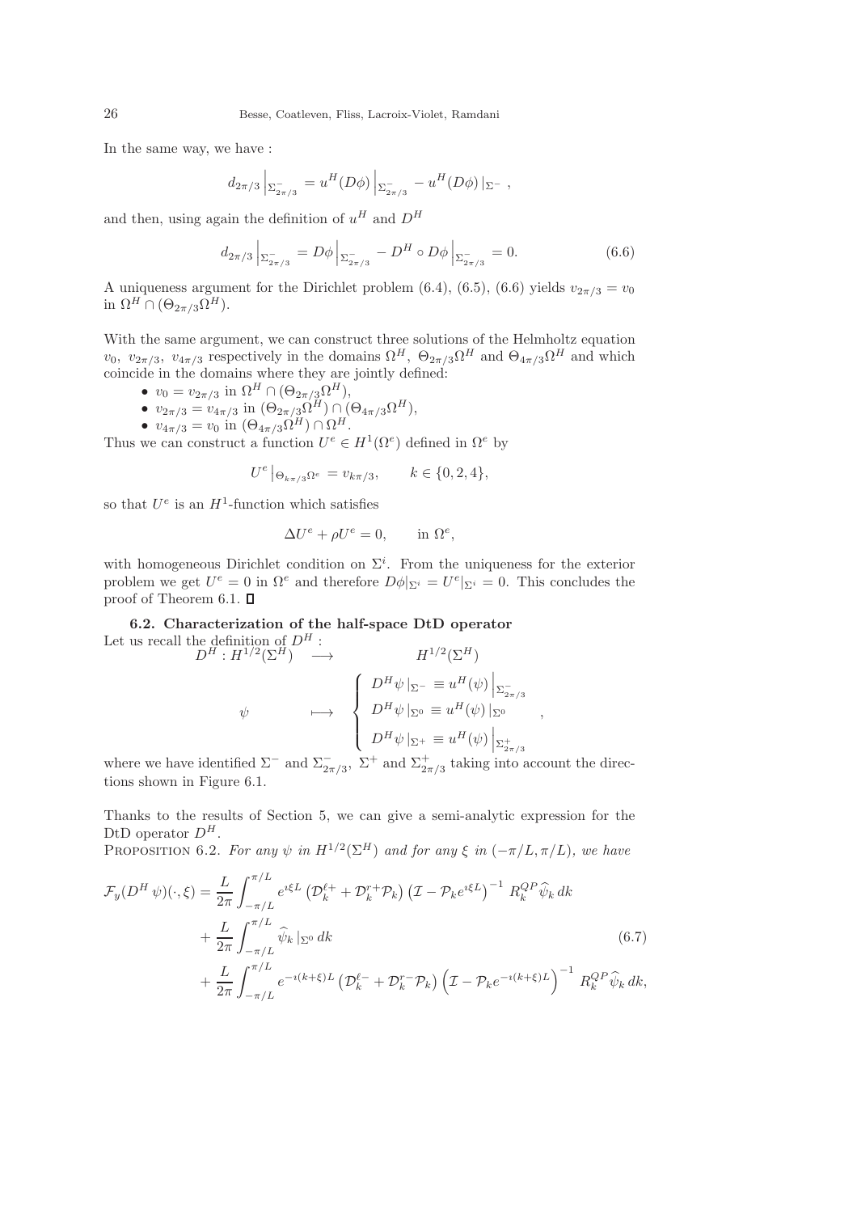In the same way, we have :

$$d_{2\pi/3}\Big|_{\Sigma^-_{2\pi/3}} = u^H(D\phi)\Big|_{\Sigma^-_{2\pi/3}} - u^H(D\phi)\,|_{\Sigma^-}\ ,$$

and then, using again the definition of $u^H$ and $D^H$

$$d_{2\pi/3}\Big|_{\Sigma^-_{2\pi/3}} = D\phi\Big|_{\Sigma^-_{2\pi/3}} - D^H\circ D\phi\Big|_{\Sigma^-_{2\pi/3}} = 0. \tag{6.6}$$

A uniqueness argument for the Dirichlet problem (6.4), (6.5), (6.6) yields $v_{2\pi/3} = v_0$ in $\Omega^H \cap (\Theta_{2\pi/3}\Omega^H)$.

With the same argument, we can construct three solutions of the Helmholtz equation $v_0$, $v_{2\pi/3}$, $v_{4\pi/3}$ respectively in the domains $\Omega^H$, $\Theta_{2\pi/3}\Omega^H$ and $\Theta_{4\pi/3}\Omega^H$ and which coincide in the domains where they are jointly defined:

- $v_0 = v_{2\pi/3}$ in $\Omega^H \cap (\Theta_{2\pi/3}\Omega^H)$,
- $v_{2\pi/3} = v_{4\pi/3}$ in $(\Theta_{2\pi/3}\Omega^H) \cap (\Theta_{4\pi/3}\Omega^H)$,
- $v_{4\pi/3} = v_0$ in $(\Theta_{4\pi/3}\Omega^H) \cap \Omega^H$.

Thus we can construct a function $U^e \in H^1(\Omega^e)$ defined in $\Omega^e$ by

$$U^e\,|_{\Theta_{k\pi/3}\Omega^e} = v_{k\pi/3}, \qquad k \in \{0,2,4\},$$

so that $U^e$ is an $H^1$-function which satisfies

$$\Delta U^e + \rho U^e = 0, \qquad \text{in } \Omega^e,$$

with homogeneous Dirichlet condition on $\Sigma^i$. From the uniqueness for the exterior problem we get $U^e = 0$ in $\Omega^e$ and therefore $D\phi|_{\Sigma^i} = U^e|_{\Sigma^i} = 0$. This concludes the proof of Theorem 6.1. ◻

### 6.2. Characterization of the half-space DtD operator

Let us recall the definition of $D^H$ :

$$\begin{array}{rcl} D^H : H^{1/2}(\Sigma^H) & \longrightarrow & H^{1/2}(\Sigma^H) \\ \psi & \longmapsto & \left\{\begin{array}{l} D^H\psi\,|_{\Sigma^-} \equiv u^H(\psi)\Big|_{\Sigma^-_{2\pi/3}} \\ D^H\psi\,|_{\Sigma^0} \equiv u^H(\psi)\,|_{\Sigma^0} \\ D^H\psi\,|_{\Sigma^+} \equiv u^H(\psi)\Big|_{\Sigma^+_{2\pi/3}} \end{array}\right. , \end{array}$$

where we have identified $\Sigma^-$ and $\Sigma^-_{2\pi/3}$, $\Sigma^+$ and $\Sigma^+_{2\pi/3}$ taking into account the directions shown in Figure 6.1.

Thanks to the results of Section 5, we can give a semi-analytic expression for the DtD operator $D^H$.

Proposition 6.2. *For any $\psi$ in $H^{1/2}(\Sigma^H)$ and for any $\xi$ in $(-\pi/L, \pi/L)$, we have*

$$\begin{aligned} \mathcal{F}_y(D^H\,\psi)(\cdot,\xi) = {} & \frac{L}{2\pi}\int_{-\pi/L}^{\pi/L} e^{\imath\xi L}\left(\mathcal{D}_k^{\ell+} + \mathcal{D}_k^{r+}\mathcal{P}_k\right)\left(\mathcal{I} - \mathcal{P}_k e^{\imath\xi L}\right)^{-1} R_k^{QP}\widehat{\psi}_k\,dk \\ & + \frac{L}{2\pi}\int_{-\pi/L}^{\pi/L} \widehat{\psi}_k\,|_{\Sigma^0}\,dk \\ & + \frac{L}{2\pi}\int_{-\pi/L}^{\pi/L} e^{-\imath(k+\xi)L}\left(\mathcal{D}_k^{\ell-} + \mathcal{D}_k^{r-}\mathcal{P}_k\right)\left(\mathcal{I} - \mathcal{P}_k e^{-\imath(k+\xi)L}\right)^{-1} R_k^{QP}\widehat{\psi}_k\,dk, \end{aligned} \tag{6.7}$$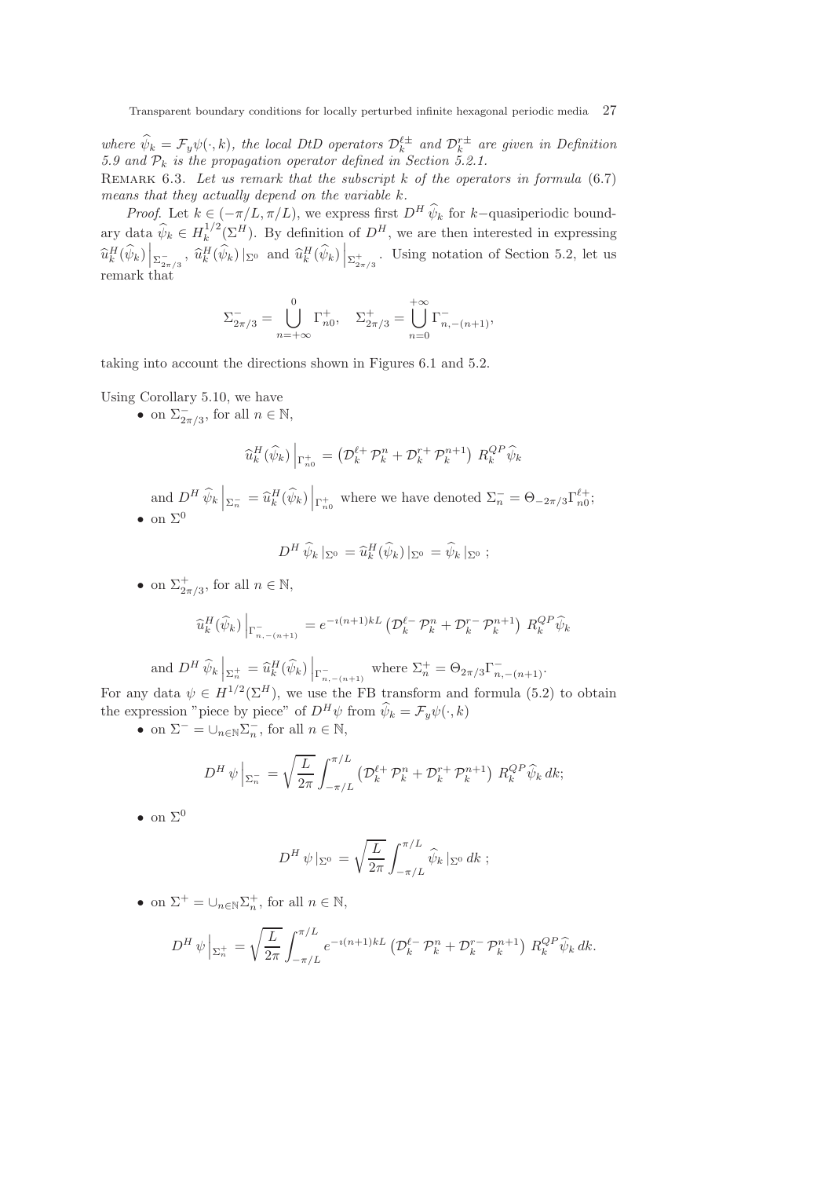*where* $\widehat{\psi}_k = \mathcal{F}_y\psi(\cdot,k)$*, the local DtD operators* $\mathcal{D}_k^{\ell\pm}$ *and* $\mathcal{D}_k^{r\pm}$ *are given in Definition 5.9 and* $\mathcal{P}_k$ *is the propagation operator defined in Section 5.2.1.*

Remark 6.3. *Let us remark that the subscript* $k$ *of the operators in formula* (6.7) *means that they actually depend on the variable* $k$.

*Proof.* Let $k \in (-\pi/L, \pi/L)$, we express first $D^H\,\widehat{\psi}_k$ for $k-$quasiperiodic boundary data $\widehat{\psi}_k \in H_k^{1/2}(\Sigma^H)$. By definition of $D^H$, we are then interested in expressing $\widehat{u}_k^H(\widehat{\psi}_k)\Big|_{\Sigma^-_{2\pi/3}}$, $\widehat{u}_k^H(\widehat{\psi}_k)\,|_{\Sigma^0}$ and $\widehat{u}_k^H(\widehat{\psi}_k)\Big|_{\Sigma^+_{2\pi/3}}$. Using notation of Section 5.2, let us remark that

$$
\Sigma^-_{2\pi/3} = \bigcup_{n=+\infty}^{0} \Gamma^+_{n0}, \quad \Sigma^+_{2\pi/3} = \bigcup_{n=0}^{+\infty} \Gamma^-_{n,-(n+1)},
$$

taking into account the directions shown in Figures 6.1 and 5.2.

Using Corollary 5.10, we have

- on $\Sigma^-_{2\pi/3}$, for all $n \in \mathbb{N}$,

$$
\widehat{u}_k^H(\widehat{\psi}_k)\Big|_{\Gamma^+_{n0}} = \left(\mathcal{D}_k^{\ell+}\,\mathcal{P}_k^n + \mathcal{D}_k^{r+}\,\mathcal{P}_k^{n+1}\right)\, R_k^{QP}\,\widehat{\psi}_k
$$

  and $D^H\,\widehat{\psi}_k\Big|_{\Sigma^-_n} = \widehat{u}_k^H(\widehat{\psi}_k)\Big|_{\Gamma^+_{n0}}$ where we have denoted $\Sigma^-_n = \Theta_{-2\pi/3}\Gamma^{\ell+}_{n0}$;

- on $\Sigma^0$

$$
D^H\,\widehat{\psi}_k\,|_{\Sigma^0} = \widehat{u}_k^H(\widehat{\psi}_k)\,|_{\Sigma^0} = \widehat{\psi}_k\,|_{\Sigma^0}\ ;
$$

- on $\Sigma^+_{2\pi/3}$, for all $n \in \mathbb{N}$,

$$
\widehat{u}_k^H(\widehat{\psi}_k)\Big|_{\Gamma^-_{n,-(n+1)}} = e^{-\imath(n+1)kL}\left(\mathcal{D}_k^{\ell-}\,\mathcal{P}_k^n + \mathcal{D}_k^{r-}\,\mathcal{P}_k^{n+1}\right)\, R_k^{QP}\,\widehat{\psi}_k
$$

  and $D^H\,\widehat{\psi}_k\Big|_{\Sigma^+_n} = \widehat{u}_k^H(\widehat{\psi}_k)\Big|_{\Gamma^-_{n,-(n+1)}}$ where $\Sigma^+_n = \Theta_{2\pi/3}\Gamma^-_{n,-(n+1)}$.

For any data $\psi \in H^{1/2}(\Sigma^H)$, we use the FB transform and formula (5.2) to obtain the expression "piece by piece" of $D^H\psi$ from $\widehat{\psi}_k = \mathcal{F}_y\psi(\cdot,k)$

- on $\Sigma^- = \cup_{n\in\mathbb{N}}\Sigma^-_n$, for all $n \in \mathbb{N}$,

$$
D^H\,\psi\Big|_{\Sigma^-_n} = \sqrt{\frac{L}{2\pi}}\int_{-\pi/L}^{\pi/L}\left(\mathcal{D}_k^{\ell+}\,\mathcal{P}_k^n + \mathcal{D}_k^{r+}\,\mathcal{P}_k^{n+1}\right)\, R_k^{QP}\widehat{\psi}_k\,dk;
$$

- on $\Sigma^0$

$$
D^H\,\psi\,|_{\Sigma^0} = \sqrt{\frac{L}{2\pi}}\int_{-\pi/L}^{\pi/L}\widehat{\psi}_k\,|_{\Sigma^0}\,dk\ ;
$$

- on $\Sigma^+ = \cup_{n\in\mathbb{N}}\Sigma^+_n$, for all $n \in \mathbb{N}$,

$$
D^H\,\psi\Big|_{\Sigma^+_n} = \sqrt{\frac{L}{2\pi}}\int_{-\pi/L}^{\pi/L} e^{-\imath(n+1)kL}\left(\mathcal{D}_k^{\ell-}\,\mathcal{P}_k^n + \mathcal{D}_k^{r-}\,\mathcal{P}_k^{n+1}\right)\, R_k^{QP}\widehat{\psi}_k\,dk.
$$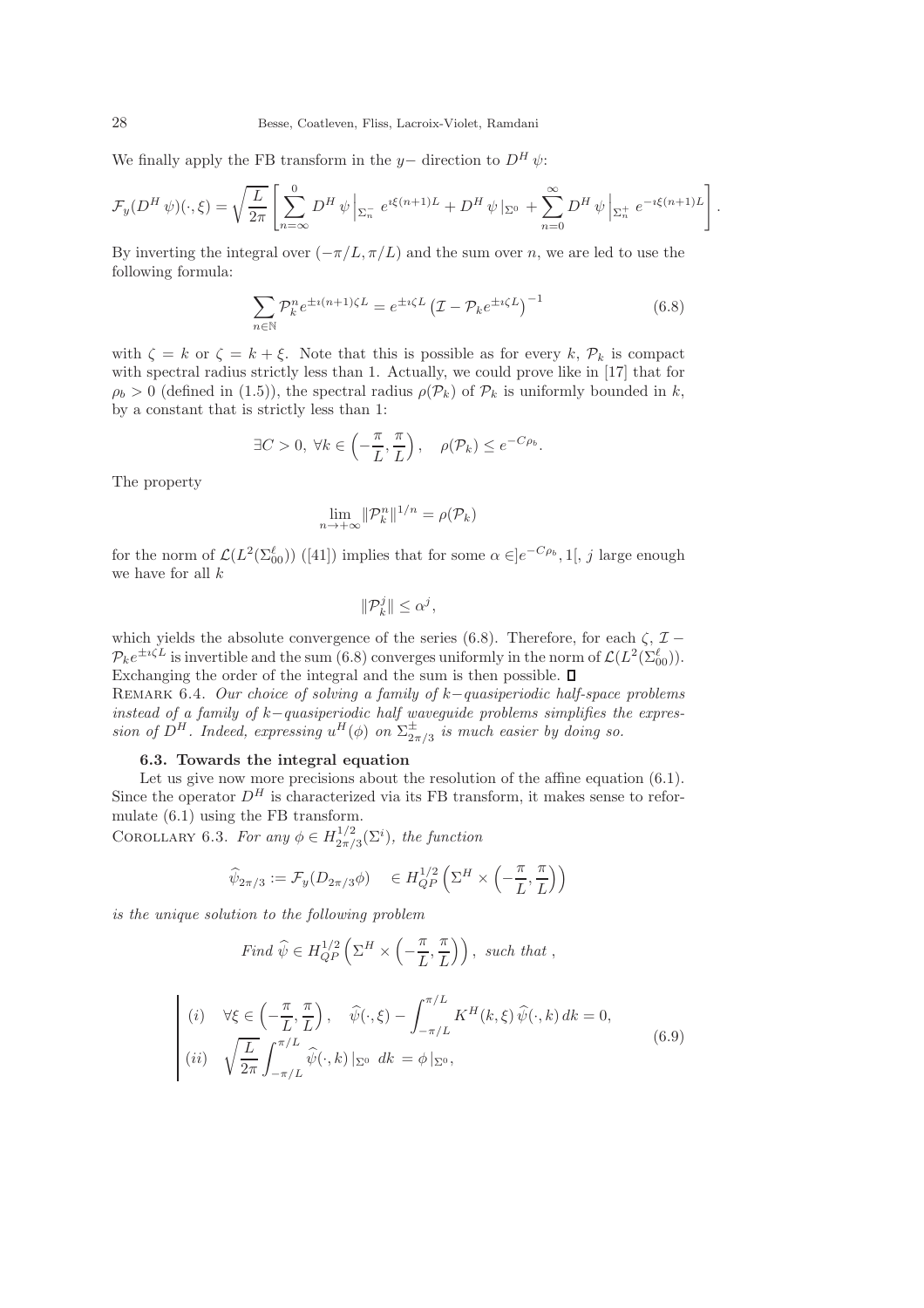We finally apply the FB transform in the $y-$ direction to $D^H\,\psi$:

$$\mathcal{F}_y(D^H\,\psi)(\cdot,\xi) = \sqrt{\frac{L}{2\pi}}\left[\sum_{n=\infty}^{0} D^H\,\psi\Big|_{\Sigma_n^-} e^{\imath\xi(n+1)L} + D^H\,\psi\,|_{\Sigma^0} + \sum_{n=0}^{\infty} D^H\,\psi\Big|_{\Sigma_n^+} e^{-\imath\xi(n+1)L}\right].$$

By inverting the integral over $(-\pi/L,\pi/L)$ and the sum over $n$, we are led to use the following formula:

$$\sum_{n\in\mathbb{N}} \mathcal{P}_k^n e^{\pm\imath(n+1)\zeta L} = e^{\pm\imath\zeta L}\left(\mathcal{I} - \mathcal{P}_k e^{\pm\imath\zeta L}\right)^{-1} \tag{6.8}$$

with $\zeta = k$ or $\zeta = k+\xi$. Note that this is possible as for every $k$, $\mathcal{P}_k$ is compact with spectral radius strictly less than 1. Actually, we could prove like in [17] that for $\rho_b > 0$ (defined in (1.5)), the spectral radius $\rho(\mathcal{P}_k)$ of $\mathcal{P}_k$ is uniformly bounded in $k$, by a constant that is strictly less than 1:

$$\exists C>0,\ \forall k\in\left(-\frac{\pi}{L},\frac{\pi}{L}\right),\quad \rho(\mathcal{P}_k)\le e^{-C\rho_b}.$$

The property

$$\lim_{n\to+\infty}\|\mathcal{P}_k^n\|^{1/n} = \rho(\mathcal{P}_k)$$

for the norm of $\mathcal{L}(L^2(\Sigma_{00}^\ell))$ ([41]) implies that for some $\alpha\in]e^{-C\rho_b},1[$, $j$ large enough we have for all $k$

$$\|\mathcal{P}_k^j\|\le\alpha^j,$$

which yields the absolute convergence of the series (6.8). Therefore, for each $\zeta$, $\mathcal{I} - \mathcal{P}_k e^{\pm\imath\zeta L}$ is invertible and the sum (6.8) converges uniformly in the norm of $\mathcal{L}(L^2(\Sigma_{00}^\ell))$. Exchanging the order of the integral and the sum is then possible. $\square$

Remark 6.4. *Our choice of solving a family of $k-$quasiperiodic half-space problems instead of a family of $k-$quasiperiodic half waveguide problems simplifies the expression of $D^H$. Indeed, expressing $u^H(\phi)$ on $\Sigma_{2\pi/3}^\pm$ is much easier by doing so.*

### 6.3. Towards the integral equation

Let us give now more precisions about the resolution of the affine equation (6.1). Since the operator $D^H$ is characterized via its FB transform, it makes sense to reformulate (6.1) using the FB transform.

Corollary 6.3. *For any $\phi\in H^{1/2}_{2\pi/3}(\Sigma^i)$, the function*

$$\widehat{\psi}_{2\pi/3} := \mathcal{F}_y(D_{2\pi/3}\phi)\quad\in H^{1/2}_{QP}\left(\Sigma^H\times\left(-\frac{\pi}{L},\frac{\pi}{L}\right)\right)$$

*is the unique solution to the following problem*

$$\textit{Find } \widehat{\psi}\in H^{1/2}_{QP}\left(\Sigma^H\times\left(-\frac{\pi}{L},\frac{\pi}{L}\right)\right),\ \textit{such that },$$

$$\left|\begin{array}{ll} (i) & \forall\xi\in\left(-\dfrac{\pi}{L},\dfrac{\pi}{L}\right),\quad \widehat{\psi}(\cdot,\xi) - \displaystyle\int_{-\pi/L}^{\pi/L} K^H(k,\xi)\,\widehat{\psi}(\cdot,k)\,dk = 0,\\ (ii) & \sqrt{\dfrac{L}{2\pi}}\displaystyle\int_{-\pi/L}^{\pi/L}\widehat{\psi}(\cdot,k)\,|_{\Sigma^0}\ dk = \phi\,|_{\Sigma^0}, \end{array}\right. \tag{6.9}$$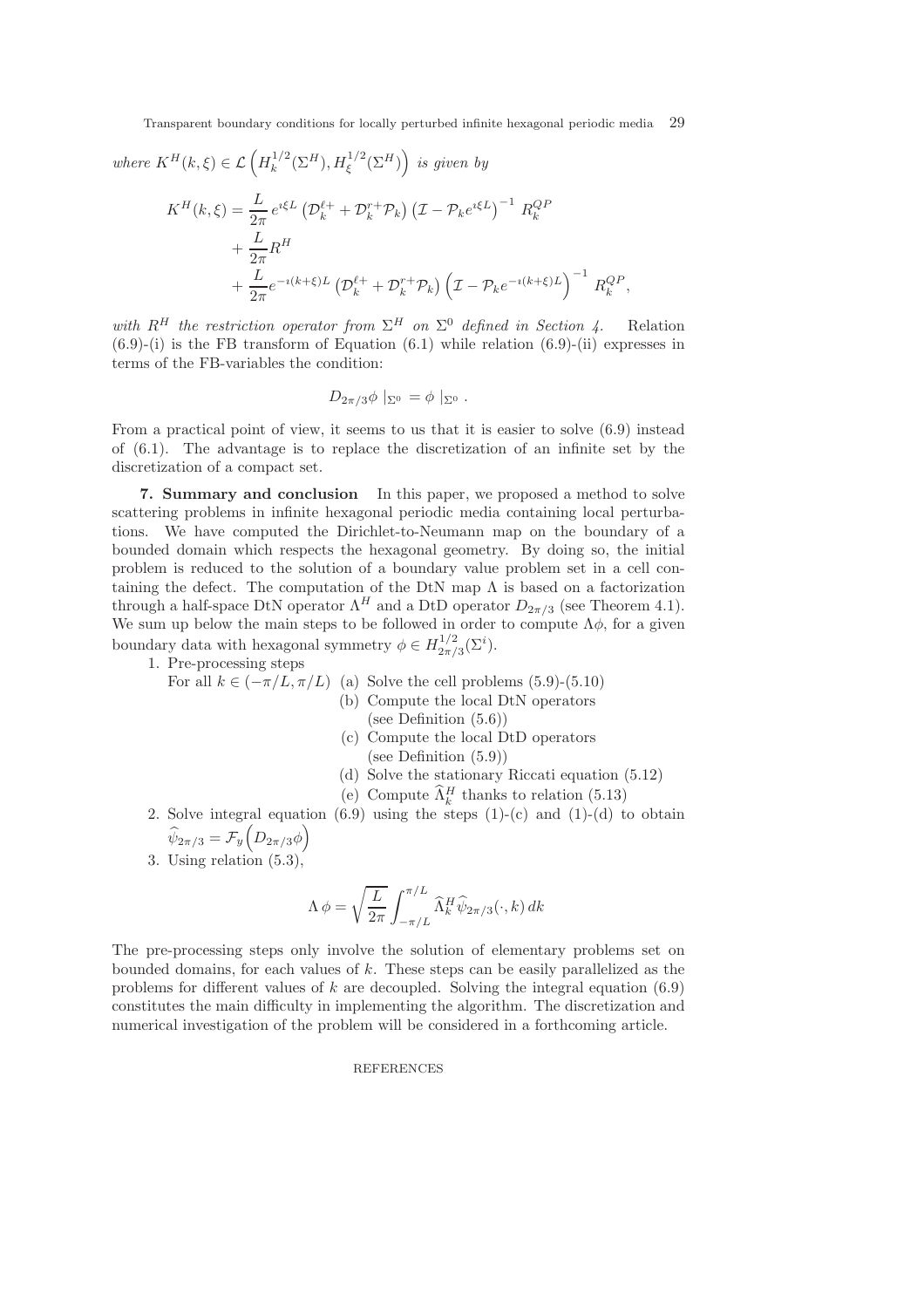*where* $K^H(k,\xi) \in \mathcal{L}\left(H_k^{1/2}(\Sigma^H), H_\xi^{1/2}(\Sigma^H)\right)$ *is given by*

$$
\begin{aligned}
K^H(k,\xi) &= \frac{L}{2\pi}\, e^{\imath \xi L}\left(\mathcal{D}_k^{\ell +} + \mathcal{D}_k^{r+}\mathcal{P}_k\right)\left(\mathcal{I} - \mathcal{P}_k e^{\imath \xi L}\right)^{-1} R_k^{QP} \\
&\quad + \frac{L}{2\pi} R^H \\
&\quad + \frac{L}{2\pi} e^{-\imath(k+\xi)L}\left(\mathcal{D}_k^{\ell +} + \mathcal{D}_k^{r+}\mathcal{P}_k\right)\left(\mathcal{I} - \mathcal{P}_k e^{-\imath(k+\xi)L}\right)^{-1} R_k^{QP},
\end{aligned}
$$

*with* $R^H$ *the restriction operator from* $\Sigma^H$ *on* $\Sigma^0$ *defined in Section 4.* Relation (6.9)-(i) is the FB transform of Equation (6.1) while relation (6.9)-(ii) expresses in terms of the FB-variables the condition:

$$
D_{2\pi/3}\phi \mid_{\Sigma^0} = \phi \mid_{\Sigma^0} .
$$

From a practical point of view, it seems to us that it is easier to solve (6.9) instead of (6.1). The advantage is to replace the discretization of an infinite set by the discretization of a compact set.

**7. Summary and conclusion** In this paper, we proposed a method to solve scattering problems in infinite hexagonal periodic media containing local perturbations. We have computed the Dirichlet-to-Neumann map on the boundary of a bounded domain which respects the hexagonal geometry. By doing so, the initial problem is reduced to the solution of a boundary value problem set in a cell containing the defect. The computation of the DtN map $\Lambda$ is based on a factorization through a half-space DtN operator $\Lambda^H$ and a DtD operator $D_{2\pi/3}$ (see Theorem 4.1). We sum up below the main steps to be followed in order to compute $\Lambda\phi$, for a given boundary data with hexagonal symmetry $\phi \in H^{1/2}_{2\pi/3}(\Sigma^i)$.

1. Pre-processing steps

   For all $k \in (-\pi/L, \pi/L)$
   - (a) Solve the cell problems (5.9)-(5.10)
   - (b) Compute the local DtN operators (see Definition (5.6))
   - (c) Compute the local DtD operators (see Definition (5.9))
   - (d) Solve the stationary Riccati equation (5.12)
   - (e) Compute $\widehat{\Lambda}_k^H$ thanks to relation (5.13)
2. Solve integral equation (6.9) using the steps (1)-(c) and (1)-(d) to obtain $\widehat{\psi}_{2\pi/3} = \mathcal{F}_y\Big(D_{2\pi/3}\phi\Big)$
3. Using relation (5.3),

$$
\Lambda\,\phi = \sqrt{\frac{L}{2\pi}} \int_{-\pi/L}^{\pi/L} \widehat{\Lambda}_k^H \widehat{\psi}_{2\pi/3}(\cdot,k)\, dk
$$

The pre-processing steps only involve the solution of elementary problems set on bounded domains, for each values of $k$. These steps can be easily parallelized as the problems for different values of $k$ are decoupled. Solving the integral equation (6.9) constitutes the main difficulty in implementing the algorithm. The discretization and numerical investigation of the problem will be considered in a forthcoming article.

REFERENCES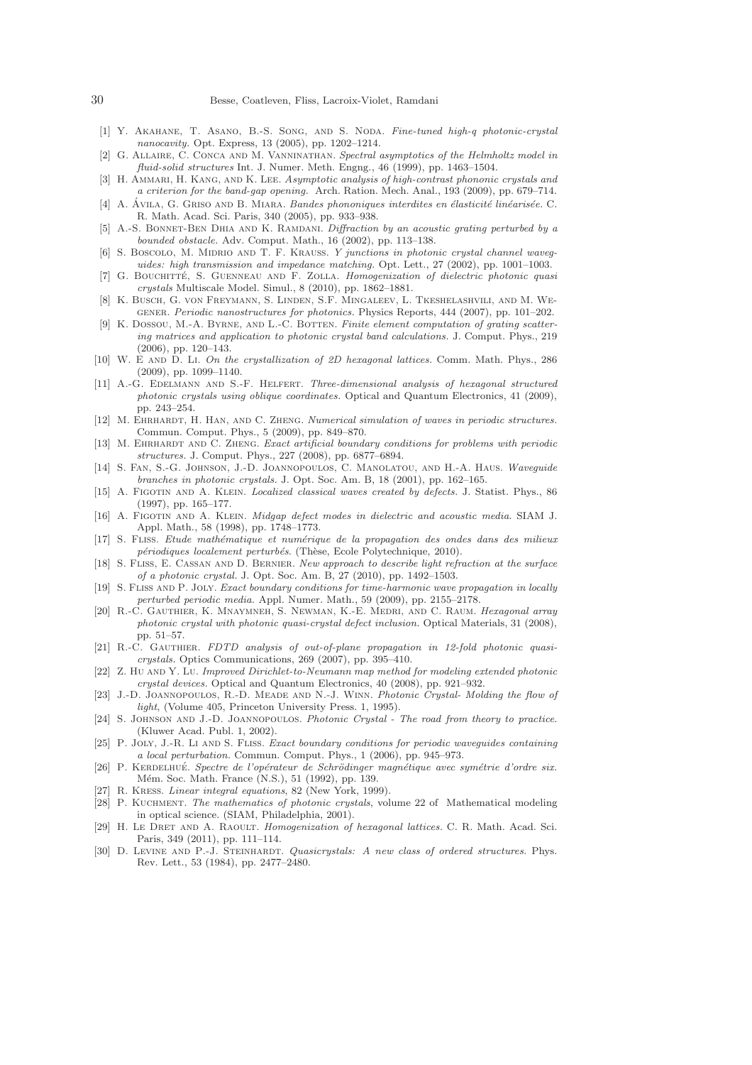[1] Y. Akahane, T. Asano, B.-S. Song, and S. Noda. *Fine-tuned high-q photonic-crystal nanocavity*. Opt. Express, 13 (2005), pp. 1202–1214.

[2] G. Allaire, C. Conca and M. Vanninathan. *Spectral asymptotics of the Helmholtz model in fluid-solid structures* Int. J. Numer. Meth. Engng., 46 (1999), pp. 1463–1504.

[3] H. Ammari, H. Kang, and K. Lee. *Asymptotic analysis of high-contrast phononic crystals and a criterion for the band-gap opening.* Arch. Ration. Mech. Anal., 193 (2009), pp. 679–714.

[4] A. Ávila, G. Griso and B. Miara. *Bandes phononiques interdites en élasticité linéarisée.* C. R. Math. Acad. Sci. Paris, 340 (2005), pp. 933–938.

[5] A.-S. Bonnet-Ben Dhia and K. Ramdani. *Diffraction by an acoustic grating perturbed by a bounded obstacle.* Adv. Comput. Math., 16 (2002), pp. 113–138.

[6] S. Boscolo, M. Midrio and T. F. Krauss. *Y junctions in photonic crystal channel waveguides: high transmission and impedance matching.* Opt. Lett., 27 (2002), pp. 1001–1003.

[7] G. Bouchitté, S. Guenneau and F. Zolla. *Homogenization of dielectric photonic quasi crystals* Multiscale Model. Simul., 8 (2010), pp. 1862–1881.

[8] K. Busch, G. von Freymann, S. Linden, S.F. Mingaleev, L. Tkeshelashvili, and M. Wegener. *Periodic nanostructures for photonics.* Physics Reports, 444 (2007), pp. 101–202.

[9] K. Dossou, M.-A. Byrne, and L.-C. Botten. *Finite element computation of grating scattering matrices and application to photonic crystal band calculations.* J. Comput. Phys., 219 (2006), pp. 120–143.

[10] W. E and D. Li. *On the crystallization of 2D hexagonal lattices.* Comm. Math. Phys., 286 (2009), pp. 1099–1140.

[11] A.-G. Edelmann and S.-F. Helfert. *Three-dimensional analysis of hexagonal structured photonic crystals using oblique coordinates.* Optical and Quantum Electronics, 41 (2009), pp. 243–254.

[12] M. Ehrhardt, H. Han, and C. Zheng. *Numerical simulation of waves in periodic structures.* Commun. Comput. Phys., 5 (2009), pp. 849–870.

[13] M. Ehrhardt and C. Zheng. *Exact artificial boundary conditions for problems with periodic structures.* J. Comput. Phys., 227 (2008), pp. 6877–6894.

[14] S. Fan, S.-G. Johnson, J.-D. Joannopoulos, C. Manolatou, and H.-A. Haus. *Waveguide branches in photonic crystals.* J. Opt. Soc. Am. B, 18 (2001), pp. 162–165.

[15] A. Figotin and A. Klein. *Localized classical waves created by defects.* J. Statist. Phys., 86 (1997), pp. 165–177.

[16] A. Figotin and A. Klein. *Midgap defect modes in dielectric and acoustic media.* SIAM J. Appl. Math., 58 (1998), pp. 1748–1773.

[17] S. Fliss. *Etude mathématique et numérique de la propagation des ondes dans des milieux périodiques localement perturbés.* (Thèse, Ecole Polytechnique, 2010).

[18] S. Fliss, E. Cassan and D. Bernier. *New approach to describe light refraction at the surface of a photonic crystal.* J. Opt. Soc. Am. B, 27 (2010), pp. 1492–1503.

[19] S. Fliss and P. Joly. *Exact boundary conditions for time-harmonic wave propagation in locally perturbed periodic media.* Appl. Numer. Math., 59 (2009), pp. 2155–2178.

[20] R.-C. Gauthier, K. Mnaymneh, S. Newman, K.-E. Medri, and C. Raum. *Hexagonal array photonic crystal with photonic quasi-crystal defect inclusion.* Optical Materials, 31 (2008), pp. 51–57.

[21] R.-C. Gauthier. *FDTD analysis of out-of-plane propagation in 12-fold photonic quasi-crystals.* Optics Communications, 269 (2007), pp. 395–410.

[22] Z. Hu and Y. Lu. *Improved Dirichlet-to-Neumann map method for modeling extended photonic crystal devices.* Optical and Quantum Electronics, 40 (2008), pp. 921–932.

[23] J.-D. Joannopoulos, R.-D. Meade and N.-J. Winn. *Photonic Crystal- Molding the flow of light*, (Volume 405, Princeton University Press. 1, 1995).

[24] S. Johnson and J.-D. Joannopoulos. *Photonic Crystal - The road from theory to practice.* (Kluwer Acad. Publ. 1, 2002).

[25] P. Joly, J.-R. Li and S. Fliss. *Exact boundary conditions for periodic waveguides containing a local perturbation.* Commun. Comput. Phys., 1 (2006), pp. 945–973.

[26] P. Kerdelhué. *Spectre de l'opérateur de Schrödinger magnétique avec symétrie d'ordre six.* Mém. Soc. Math. France (N.S.), 51 (1992), pp. 139.

[27] R. Kress. *Linear integral equations*, 82 (New York, 1999).

[28] P. Kuchment. *The mathematics of photonic crystals*, volume 22 of Mathematical modeling in optical science. (SIAM, Philadelphia, 2001).

[29] H. Le Dret and A. Raoult. *Homogenization of hexagonal lattices.* C. R. Math. Acad. Sci. Paris, 349 (2011), pp. 111–114.

[30] D. Levine and P.-J. Steinhardt. *Quasicrystals: A new class of ordered structures.* Phys. Rev. Lett., 53 (1984), pp. 2477–2480.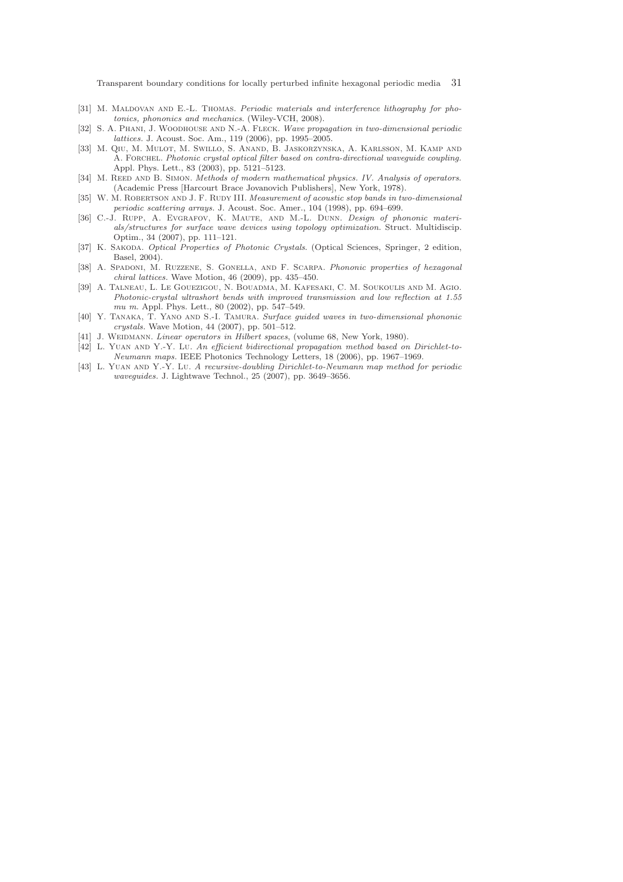[31] M. Maldovan and E.-L. Thomas. *Periodic materials and interference lithography for photonics, phononics and mechanics*. (Wiley-VCH, 2008).

[32] S. A. Phani, J. Woodhouse and N.-A. Fleck. *Wave propagation in two-dimensional periodic lattices*. J. Acoust. Soc. Am., 119 (2006), pp. 1995–2005.

[33] M. Qiu, M. Mulot, M. Swillo, S. Anand, B. Jaskorzynska, A. Karlsson, M. Kamp and A. Forchel. *Photonic crystal optical filter based on contra-directional waveguide coupling*. Appl. Phys. Lett., 83 (2003), pp. 5121–5123.

[34] M. Reed and B. Simon. *Methods of modern mathematical physics. IV. Analysis of operators*. (Academic Press [Harcourt Brace Jovanovich Publishers], New York, 1978).

[35] W. M. Robertson and J. F. Rudy III. *Measurement of acoustic stop bands in two-dimensional periodic scattering arrays*. J. Acoust. Soc. Amer., 104 (1998), pp. 694–699.

[36] C.-J. Rupp, A. Evgrafov, K. Maute, and M.-L. Dunn. *Design of phononic materials/structures for surface wave devices using topology optimization*. Struct. Multidiscip. Optim., 34 (2007), pp. 111–121.

[37] K. Sakoda. *Optical Properties of Photonic Crystals*. (Optical Sciences, Springer, 2 edition, Basel, 2004).

[38] A. Spadoni, M. Ruzzene, S. Gonella, and F. Scarpa. *Phononic properties of hexagonal chiral lattices*. Wave Motion, 46 (2009), pp. 435–450.

[39] A. Talneau, L. Le Gouezigou, N. Bouadma, M. Kafesaki, C. M. Soukoulis and M. Agio. *Photonic-crystal ultrashort bends with improved transmission and low reflection at 1.55 mu m*. Appl. Phys. Lett., 80 (2002), pp. 547–549.

[40] Y. Tanaka, T. Yano and S.-I. Tamura. *Surface guided waves in two-dimensional phononic crystals*. Wave Motion, 44 (2007), pp. 501–512.

[41] J. Weidmann. *Linear operators in Hilbert spaces*, (volume 68, New York, 1980).

[42] L. Yuan and Y.-Y. Lu. *An efficient bidirectional propagation method based on Dirichlet-to-Neumann maps*. IEEE Photonics Technology Letters, 18 (2006), pp. 1967–1969.

[43] L. Yuan and Y.-Y. Lu. *A recursive-doubling Dirichlet-to-Neumann map method for periodic waveguides*. J. Lightwave Technol., 25 (2007), pp. 3649–3656.